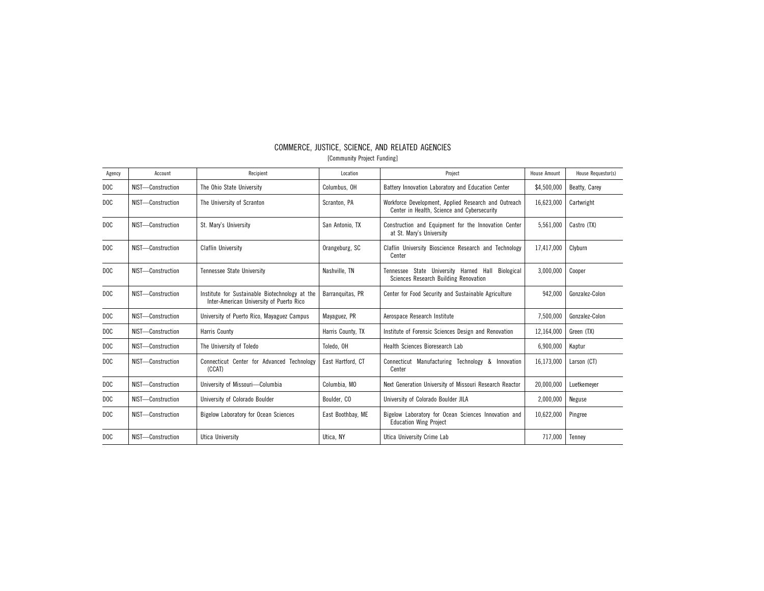# COMMERCE, JUSTICE, SCIENCE, AND RELATED AGENCIES

[Community Project Funding]

| Agency | Account | Recipient | Location | Project | House Amount | House Requestor(s) |
|---|---|---|---|---|---|---|
| DOC | NIST—Construction | The Ohio State University | Columbus, OH | Battery Innovation Laboratory and Education Center | $4,500,000 | Beatty, Carey |
| DOC | NIST—Construction | The University of Scranton | Scranton, PA | Workforce Development, Applied Research and Outreach Center in Health, Science and Cybersecurity | 16,623,000 | Cartwright |
| DOC | NIST—Construction | St. Mary's University | San Antonio, TX | Construction and Equipment for the Innovation Center at St. Mary's University | 5,561,000 | Castro (TX) |
| DOC | NIST—Construction | Claflin University | Orangeburg, SC | Claflin University Bioscience Research and Technology Center | 17,417,000 | Clyburn |
| DOC | NIST—Construction | Tennessee State University | Nashville, TN | Tennessee State University Harned Hall Biological Sciences Research Building Renovation | 3,000,000 | Cooper |
| DOC | NIST—Construction | Institute for Sustainable Biotechnology at the Inter-American University of Puerto Rico | Barranquitas, PR | Center for Food Security and Sustainable Agriculture | 942,000 | Gonzalez-Colon |
| DOC | NIST—Construction | University of Puerto Rico, Mayaguez Campus | Mayaguez, PR | Aerospace Research Institute | 7,500,000 | Gonzalez-Colon |
| DOC | NIST—Construction | Harris County | Harris County, TX | Institute of Forensic Sciences Design and Renovation | 12,164,000 | Green (TX) |
| DOC | NIST—Construction | The University of Toledo | Toledo, OH | Health Sciences Bioresearch Lab | 6,900,000 | Kaptur |
| DOC | NIST—Construction | Connecticut Center for Advanced Technology (CCAT) | East Hartford, CT | Connecticut Manufacturing Technology & Innovation Center | 16,173,000 | Larson (CT) |
| DOC | NIST—Construction | University of Missouri—Columbia | Columbia, MO | Next Generation University of Missouri Research Reactor | 20,000,000 | Luetkemeyer |
| DOC | NIST—Construction | University of Colorado Boulder | Boulder, CO | University of Colorado Boulder JILA | 2,000,000 | Neguse |
| DOC | NIST—Construction | Bigelow Laboratory for Ocean Sciences | East Boothbay, ME | Bigelow Laboratory for Ocean Sciences Innovation and Education Wing Project | 10,622,000 | Pingree |
| DOC | NIST—Construction | Utica University | Utica, NY | Utica University Crime Lab | 717,000 | Tenney |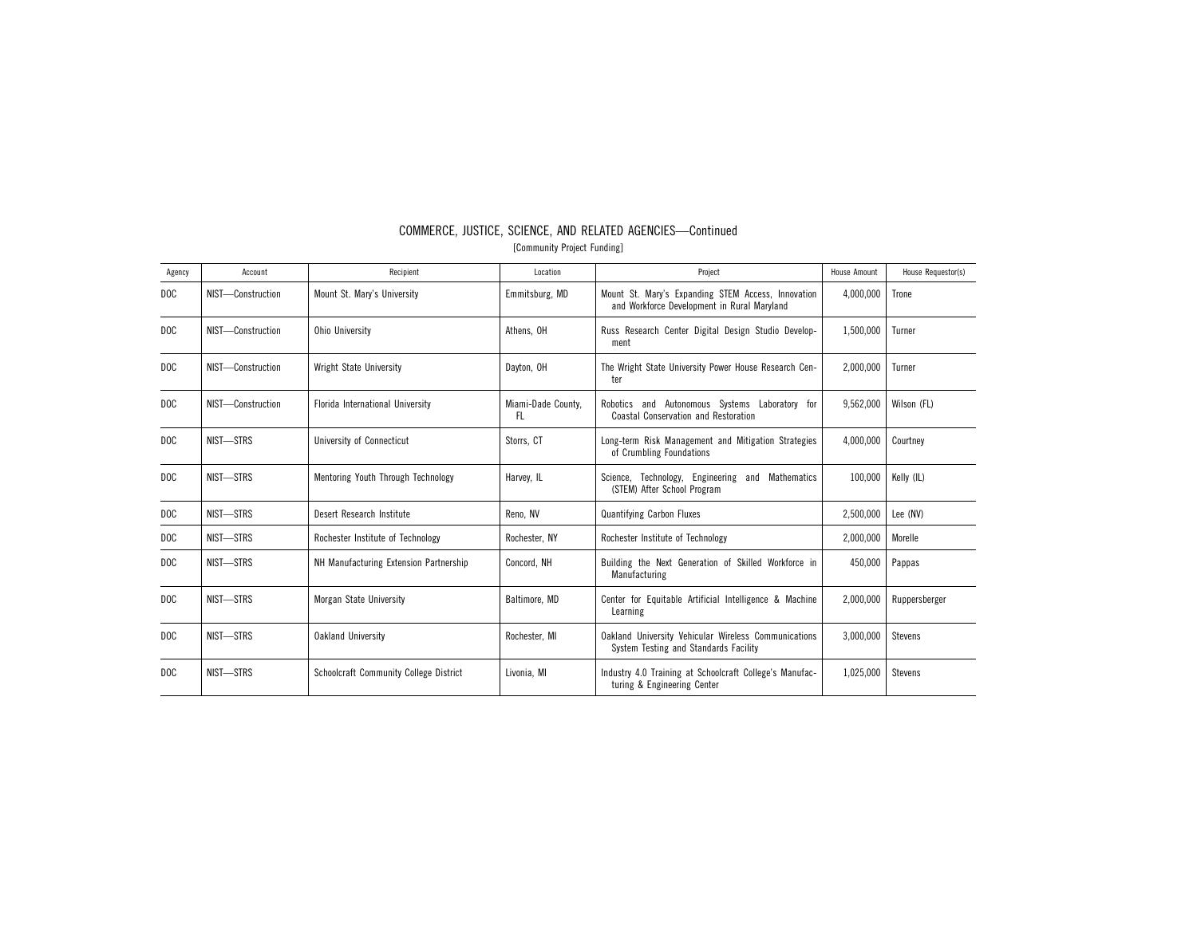## COMMERCE, JUSTICE, SCIENCE, AND RELATED AGENCIES—Continued

[Community Project Funding]

| Agency | Account | Recipient | Location | Project | House Amount | House Requestor(s) |
|---|---|---|---|---|---|---|
| DOC | NIST—Construction | Mount St. Mary's University | Emmitsburg, MD | Mount St. Mary's Expanding STEM Access, Innovation and Workforce Development in Rural Maryland | 4,000,000 | Trone |
| DOC | NIST—Construction | Ohio University | Athens, OH | Russ Research Center Digital Design Studio Development | 1,500,000 | Turner |
| DOC | NIST—Construction | Wright State University | Dayton, OH | The Wright State University Power House Research Center | 2,000,000 | Turner |
| DOC | NIST—Construction | Florida International University | Miami-Dade County, FL | Robotics and Autonomous Systems Laboratory for Coastal Conservation and Restoration | 9,562,000 | Wilson (FL) |
| DOC | NIST—STRS | University of Connecticut | Storrs, CT | Long-term Risk Management and Mitigation Strategies of Crumbling Foundations | 4,000,000 | Courtney |
| DOC | NIST—STRS | Mentoring Youth Through Technology | Harvey, IL | Science, Technology, Engineering and Mathematics (STEM) After School Program | 100,000 | Kelly (IL) |
| DOC | NIST—STRS | Desert Research Institute | Reno, NV | Quantifying Carbon Fluxes | 2,500,000 | Lee (NV) |
| DOC | NIST—STRS | Rochester Institute of Technology | Rochester, NY | Rochester Institute of Technology | 2,000,000 | Morelle |
| DOC | NIST—STRS | NH Manufacturing Extension Partnership | Concord, NH | Building the Next Generation of Skilled Workforce in Manufacturing | 450,000 | Pappas |
| DOC | NIST—STRS | Morgan State University | Baltimore, MD | Center for Equitable Artificial Intelligence & Machine Learning | 2,000,000 | Ruppersberger |
| DOC | NIST—STRS | Oakland University | Rochester, MI | Oakland University Vehicular Wireless Communications System Testing and Standards Facility | 3,000,000 | Stevens |
| DOC | NIST—STRS | Schoolcraft Community College District | Livonia, MI | Industry 4.0 Training at Schoolcraft College's Manufacturing & Engineering Center | 1,025,000 | Stevens |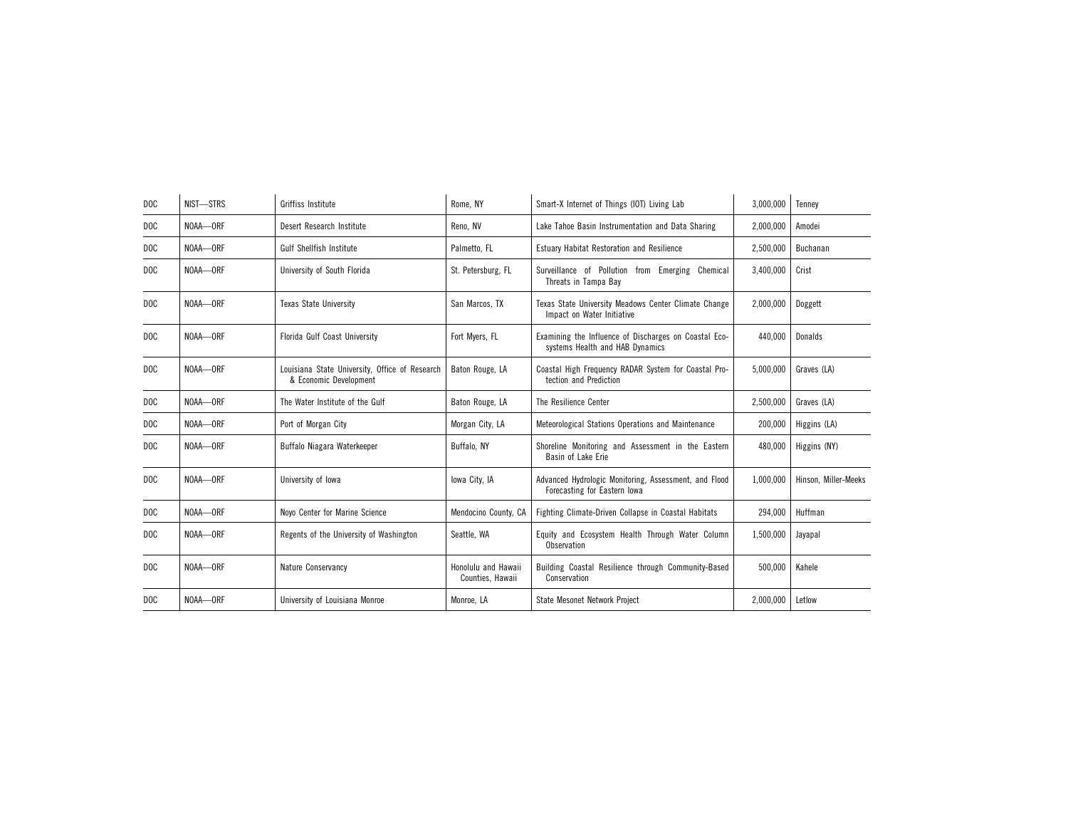| DOC | NIST—STRS | Griffiss Institute | Rome, NY | Smart-X Internet of Things (IOT) Living Lab | 3,000,000 | Tenney |
|---|---|---|---|---|---|---|
| DOC | NOAA—ORF | Desert Research Institute | Reno, NV | Lake Tahoe Basin Instrumentation and Data Sharing | 2,000,000 | Amodei |
| DOC | NOAA—ORF | Gulf Shellfish Institute | Palmetto, FL | Estuary Habitat Restoration and Resilience | 2,500,000 | Buchanan |
| DOC | NOAA—ORF | University of South Florida | St. Petersburg, FL | Surveillance of Pollution from Emerging Chemical Threats in Tampa Bay | 3,400,000 | Crist |
| DOC | NOAA—ORF | Texas State University | San Marcos, TX | Texas State University Meadows Center Climate Change Impact on Water Initiative | 2,000,000 | Doggett |
| DOC | NOAA—ORF | Florida Gulf Coast University | Fort Myers, FL | Examining the Influence of Discharges on Coastal Ecosystems Health and HAB Dynamics | 440,000 | Donalds |
| DOC | NOAA—ORF | Louisiana State University, Office of Research & Economic Development | Baton Rouge, LA | Coastal High Frequency RADAR System for Coastal Protection and Prediction | 5,000,000 | Graves (LA) |
| DOC | NOAA—ORF | The Water Institute of the Gulf | Baton Rouge, LA | The Resilience Center | 2,500,000 | Graves (LA) |
| DOC | NOAA—ORF | Port of Morgan City | Morgan City, LA | Meteorological Stations Operations and Maintenance | 200,000 | Higgins (LA) |
| DOC | NOAA—ORF | Buffalo Niagara Waterkeeper | Buffalo, NY | Shoreline Monitoring and Assessment in the Eastern Basin of Lake Erie | 480,000 | Higgins (NY) |
| DOC | NOAA—ORF | University of Iowa | Iowa City, IA | Advanced Hydrologic Monitoring, Assessment, and Flood Forecasting for Eastern Iowa | 1,000,000 | Hinson, Miller-Meeks |
| DOC | NOAA—ORF | Noyo Center for Marine Science | Mendocino County, CA | Fighting Climate-Driven Collapse in Coastal Habitats | 294,000 | Huffman |
| DOC | NOAA—ORF | Regents of the University of Washington | Seattle, WA | Equity and Ecosystem Health Through Water Column Observation | 1,500,000 | Jayapal |
| DOC | NOAA—ORF | Nature Conservancy | Honolulu and Hawaii Counties, Hawaii | Building Coastal Resilience through Community-Based Conservation | 500,000 | Kahele |
| DOC | NOAA—ORF | University of Louisiana Monroe | Monroe, LA | State Mesonet Network Project | 2,000,000 | Letlow |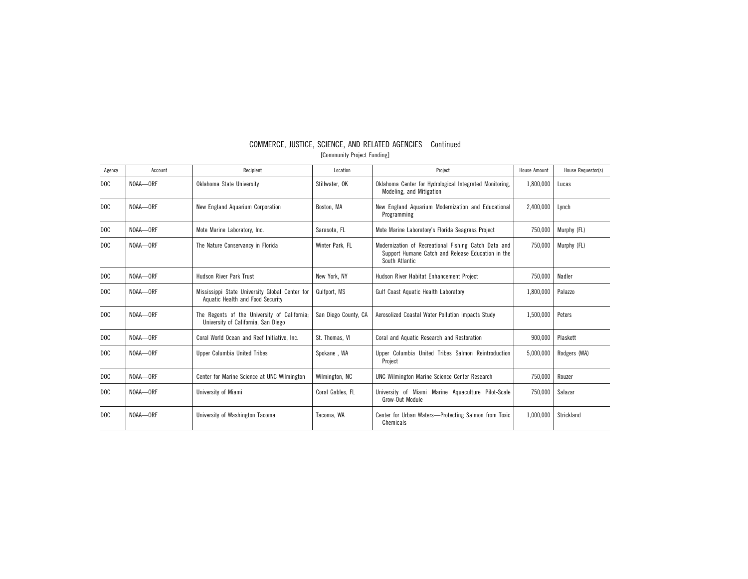## COMMERCE, JUSTICE, SCIENCE, AND RELATED AGENCIES—Continued

[Community Project Funding]

| Agency | Account | Recipient | Location | Project | House Amount | House Requestor(s) |
|---|---|---|---|---|---|---|
| DOC | NOAA—ORF | Oklahoma State University | Stillwater, OK | Oklahoma Center for Hydrological Integrated Monitoring, Modeling, and Mitigation | 1,800,000 | Lucas |
| DOC | NOAA—ORF | New England Aquarium Corporation | Boston, MA | New England Aquarium Modernization and Educational Programming | 2,400,000 | Lynch |
| DOC | NOAA—ORF | Mote Marine Laboratory, Inc. | Sarasota, FL | Mote Marine Laboratory's Florida Seagrass Project | 750,000 | Murphy (FL) |
| DOC | NOAA—ORF | The Nature Conservancy in Florida | Winter Park, FL | Modernization of Recreational Fishing Catch Data and Support Humane Catch and Release Education in the South Atlantic | 750,000 | Murphy (FL) |
| DOC | NOAA—ORF | Hudson River Park Trust | New York, NY | Hudson River Habitat Enhancement Project | 750,000 | Nadler |
| DOC | NOAA—ORF | Mississippi State University Global Center for Aquatic Health and Food Security | Gulfport, MS | Gulf Coast Aquatic Health Laboratory | 1,800,000 | Palazzo |
| DOC | NOAA—ORF | The Regents of the University of California; University of California, San Diego | San Diego County, CA | Aerosolized Coastal Water Pollution Impacts Study | 1,500,000 | Peters |
| DOC | NOAA—ORF | Coral World Ocean and Reef Initiative, Inc. | St. Thomas, VI | Coral and Aquatic Research and Restoration | 900,000 | Plaskett |
| DOC | NOAA—ORF | Upper Columbia United Tribes | Spokane , WA | Upper Columbia United Tribes Salmon Reintroduction Project | 5,000,000 | Rodgers (WA) |
| DOC | NOAA—ORF | Center for Marine Science at UNC Wilmington | Wilmington, NC | UNC Wilmington Marine Science Center Research | 750,000 | Rouzer |
| DOC | NOAA—ORF | University of Miami | Coral Gables, FL | University of Miami Marine Aquaculture Pilot-Scale Grow-Out Module | 750,000 | Salazar |
| DOC | NOAA—ORF | University of Washington Tacoma | Tacoma, WA | Center for Urban Waters—Protecting Salmon from Toxic Chemicals | 1,000,000 | Strickland |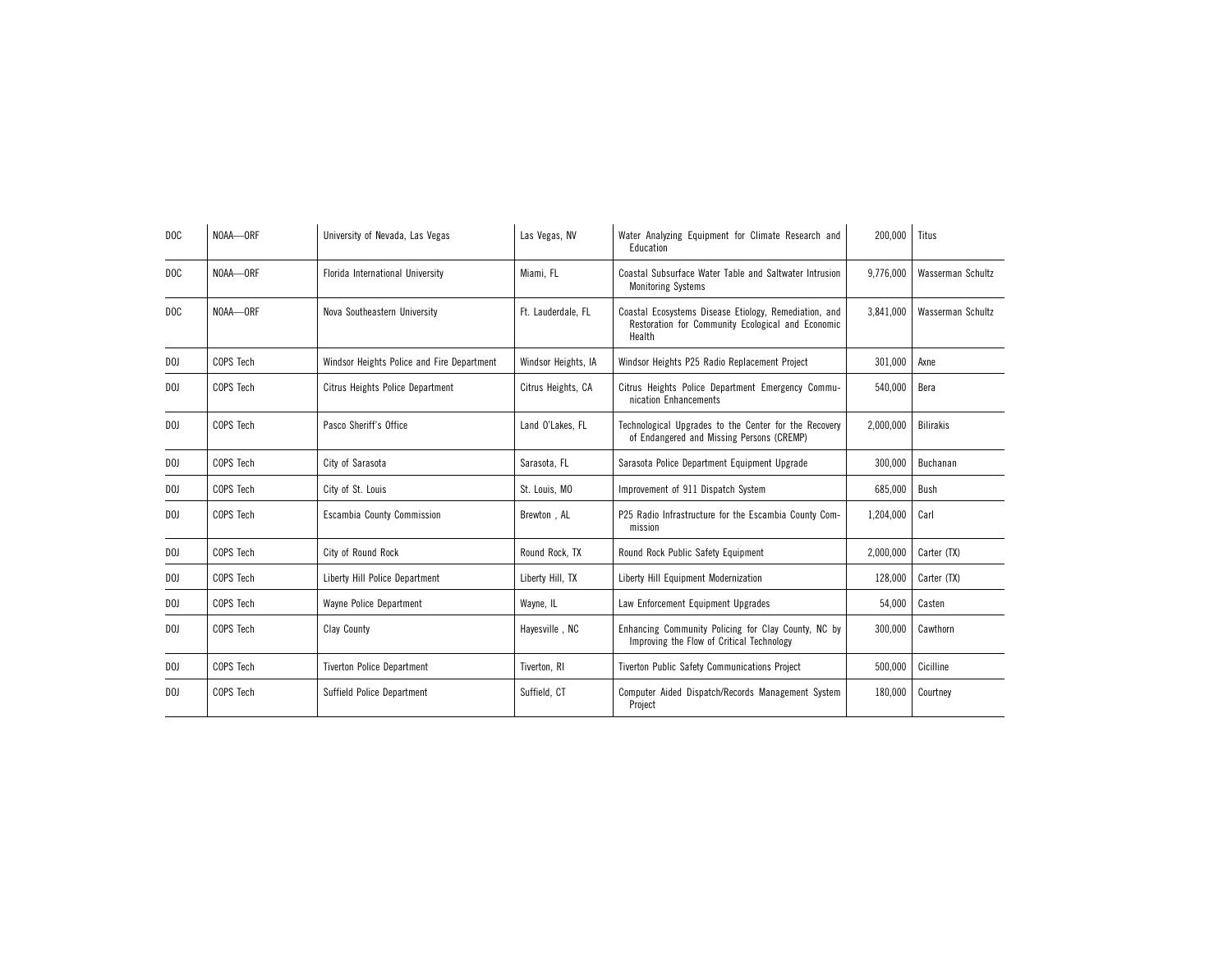| DOC | NOAA—ORF | University of Nevada, Las Vegas | Las Vegas, NV | Water Analyzing Equipment for Climate Research and Education | 200,000 | Titus |
|---|---|---|---|---|---|---|
| DOC | NOAA—ORF | Florida International University | Miami, FL | Coastal Subsurface Water Table and Saltwater Intrusion Monitoring Systems | 9,776,000 | Wasserman Schultz |
| DOC | NOAA—ORF | Nova Southeastern University | Ft. Lauderdale, FL | Coastal Ecosystems Disease Etiology, Remediation, and Restoration for Community Ecological and Economic Health | 3,841,000 | Wasserman Schultz |
| DOJ | COPS Tech | Windsor Heights Police and Fire Department | Windsor Heights, IA | Windsor Heights P25 Radio Replacement Project | 301,000 | Axne |
| DOJ | COPS Tech | Citrus Heights Police Department | Citrus Heights, CA | Citrus Heights Police Department Emergency Communication Enhancements | 540,000 | Bera |
| DOJ | COPS Tech | Pasco Sheriff's Office | Land O'Lakes, FL | Technological Upgrades to the Center for the Recovery of Endangered and Missing Persons (CREMP) | 2,000,000 | Bilirakis |
| DOJ | COPS Tech | City of Sarasota | Sarasota, FL | Sarasota Police Department Equipment Upgrade | 300,000 | Buchanan |
| DOJ | COPS Tech | City of St. Louis | St. Louis, MO | Improvement of 911 Dispatch System | 685,000 | Bush |
| DOJ | COPS Tech | Escambia County Commission | Brewton , AL | P25 Radio Infrastructure for the Escambia County Commission | 1,204,000 | Carl |
| DOJ | COPS Tech | City of Round Rock | Round Rock, TX | Round Rock Public Safety Equipment | 2,000,000 | Carter (TX) |
| DOJ | COPS Tech | Liberty Hill Police Department | Liberty Hill, TX | Liberty Hill Equipment Modernization | 128,000 | Carter (TX) |
| DOJ | COPS Tech | Wayne Police Department | Wayne, IL | Law Enforcement Equipment Upgrades | 54,000 | Casten |
| DOJ | COPS Tech | Clay County | Hayesville , NC | Enhancing Community Policing for Clay County, NC by Improving the Flow of Critical Technology | 300,000 | Cawthorn |
| DOJ | COPS Tech | Tiverton Police Department | Tiverton, RI | Tiverton Public Safety Communications Project | 500,000 | Cicilline |
| DOJ | COPS Tech | Suffield Police Department | Suffield, CT | Computer Aided Dispatch/Records Management System Project | 180,000 | Courtney |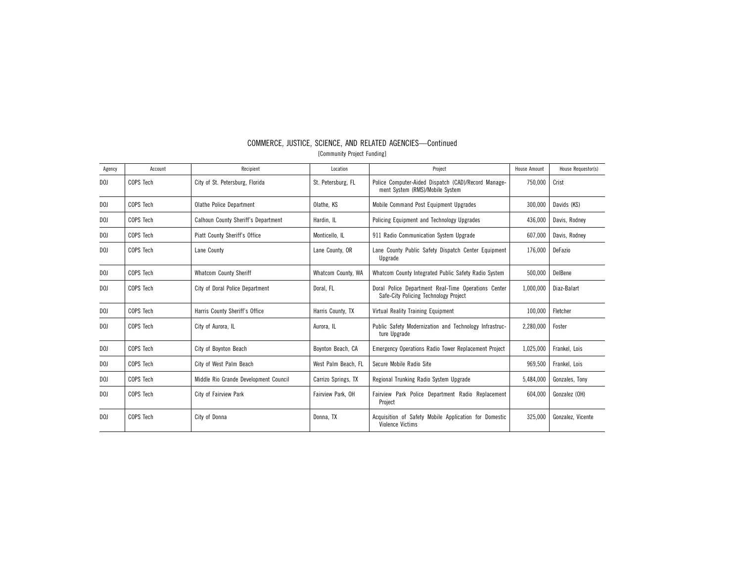## COMMERCE, JUSTICE, SCIENCE, AND RELATED AGENCIES—Continued

[Community Project Funding]

| Agency | Account | Recipient | Location | Project | House Amount | House Requestor(s) |
|---|---|---|---|---|---|---|
| DOJ | COPS Tech | City of St. Petersburg, Florida | St. Petersburg, FL | Police Computer-Aided Dispatch (CAD)/Record Management System (RMS)/Mobile System | 750,000 | Crist |
| DOJ | COPS Tech | Olathe Police Department | Olathe, KS | Mobile Command Post Equipment Upgrades | 300,000 | Davids (KS) |
| DOJ | COPS Tech | Calhoun County Sheriff's Department | Hardin, IL | Policing Equipment and Technology Upgrades | 436,000 | Davis, Rodney |
| DOJ | COPS Tech | Piatt County Sheriff's Office | Monticello, IL | 911 Radio Communication System Upgrade | 607,000 | Davis, Rodney |
| DOJ | COPS Tech | Lane County | Lane County, OR | Lane County Public Safety Dispatch Center Equipment Upgrade | 176,000 | DeFazio |
| DOJ | COPS Tech | Whatcom County Sheriff | Whatcom County, WA | Whatcom County Integrated Public Safety Radio System | 500,000 | DelBene |
| DOJ | COPS Tech | City of Doral Police Department | Doral, FL | Doral Police Department Real-Time Operations Center Safe-City Policing Technology Project | 1,000,000 | Diaz-Balart |
| DOJ | COPS Tech | Harris County Sheriff's Office | Harris County, TX | Virtual Reality Training Equipment | 100,000 | Fletcher |
| DOJ | COPS Tech | City of Aurora, IL | Aurora, IL | Public Safety Modernization and Technology Infrastructure Upgrade | 2,280,000 | Foster |
| DOJ | COPS Tech | City of Boynton Beach | Boynton Beach, CA | Emergency Operations Radio Tower Replacement Project | 1,025,000 | Frankel, Lois |
| DOJ | COPS Tech | City of West Palm Beach | West Palm Beach, FL | Secure Mobile Radio Site | 969,500 | Frankel, Lois |
| DOJ | COPS Tech | Middle Rio Grande Development Council | Carrizo Springs, TX | Regional Trunking Radio System Upgrade | 5,484,000 | Gonzales, Tony |
| DOJ | COPS Tech | City of Fairview Park | Fairview Park, OH | Fairview Park Police Department Radio Replacement Project | 604,000 | Gonzalez (OH) |
| DOJ | COPS Tech | City of Donna | Donna, TX | Acquisition of Safety Mobile Application for Domestic Violence Victims | 325,000 | Gonzalez, Vicente |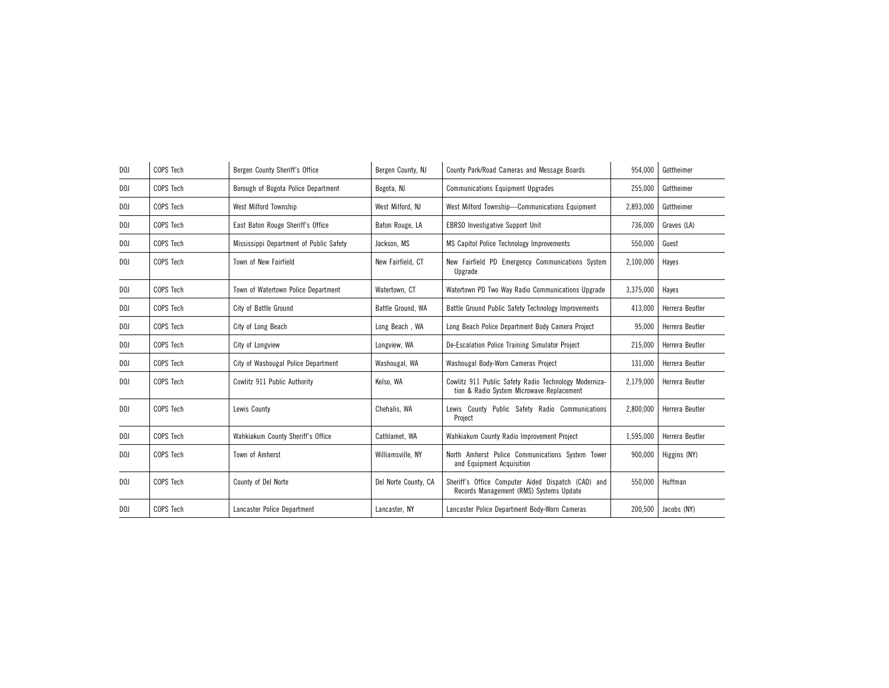| | | | | | | |
|---|---|---|---|---|---|---|
| DOJ | COPS Tech | Bergen County Sheriff's Office | Bergen County, NJ | County Park/Road Cameras and Message Boards | 954,000 | Gottheimer |
| DOJ | COPS Tech | Borough of Bogota Police Department | Bogota, NJ | Communications Equipment Upgrades | 255,000 | Gottheimer |
| DOJ | COPS Tech | West Milford Township | West Milford, NJ | West Milford Township—Communications Equipment | 2,893,000 | Gottheimer |
| DOJ | COPS Tech | East Baton Rouge Sheriff's Office | Baton Rouge, LA | EBRSO Investigative Support Unit | 736,000 | Graves (LA) |
| DOJ | COPS Tech | Mississippi Department of Public Safety | Jackson, MS | MS Capitol Police Technology Improvements | 550,000 | Guest |
| DOJ | COPS Tech | Town of New Fairfield | New Fairfield, CT | New Fairfield PD Emergency Communications System Upgrade | 2,100,000 | Hayes |
| DOJ | COPS Tech | Town of Watertown Police Department | Watertown, CT | Watertown PD Two Way Radio Communications Upgrade | 3,375,000 | Hayes |
| DOJ | COPS Tech | City of Battle Ground | Battle Ground, WA | Battle Ground Public Safety Technology Improvements | 413,000 | Herrera Beutler |
| DOJ | COPS Tech | City of Long Beach | Long Beach , WA | Long Beach Police Department Body Camera Project | 95,000 | Herrera Beutler |
| DOJ | COPS Tech | City of Longview | Longview, WA | De-Escalation Police Training Simulator Project | 215,000 | Herrera Beutler |
| DOJ | COPS Tech | City of Washougal Police Department | Washougal, WA | Washougal Body-Worn Cameras Project | 131,000 | Herrera Beutler |
| DOJ | COPS Tech | Cowlitz 911 Public Authority | Kelso, WA | Cowlitz 911 Public Safety Radio Technology Modernization & Radio System Microwave Replacement | 2,179,000 | Herrera Beutler |
| DOJ | COPS Tech | Lewis County | Chehalis, WA | Lewis County Public Safety Radio Communications Project | 2,800,000 | Herrera Beutler |
| DOJ | COPS Tech | Wahkiakum County Sheriff's Office | Cathlamet, WA | Wahkiakum County Radio Improvement Project | 1,595,000 | Herrera Beutler |
| DOJ | COPS Tech | Town of Amherst | Williamsville, NY | North Amherst Police Communications System Tower and Equipment Acquisition | 900,000 | Higgins (NY) |
| DOJ | COPS Tech | County of Del Norte | Del Norte County, CA | Sheriff's Office Computer Aided Dispatch (CAD) and Records Management (RMS) Systems Update | 550,000 | Huffman |
| DOJ | COPS Tech | Lancaster Police Department | Lancaster, NY | Lancaster Police Department Body-Worn Cameras | 200,500 | Jacobs (NY) |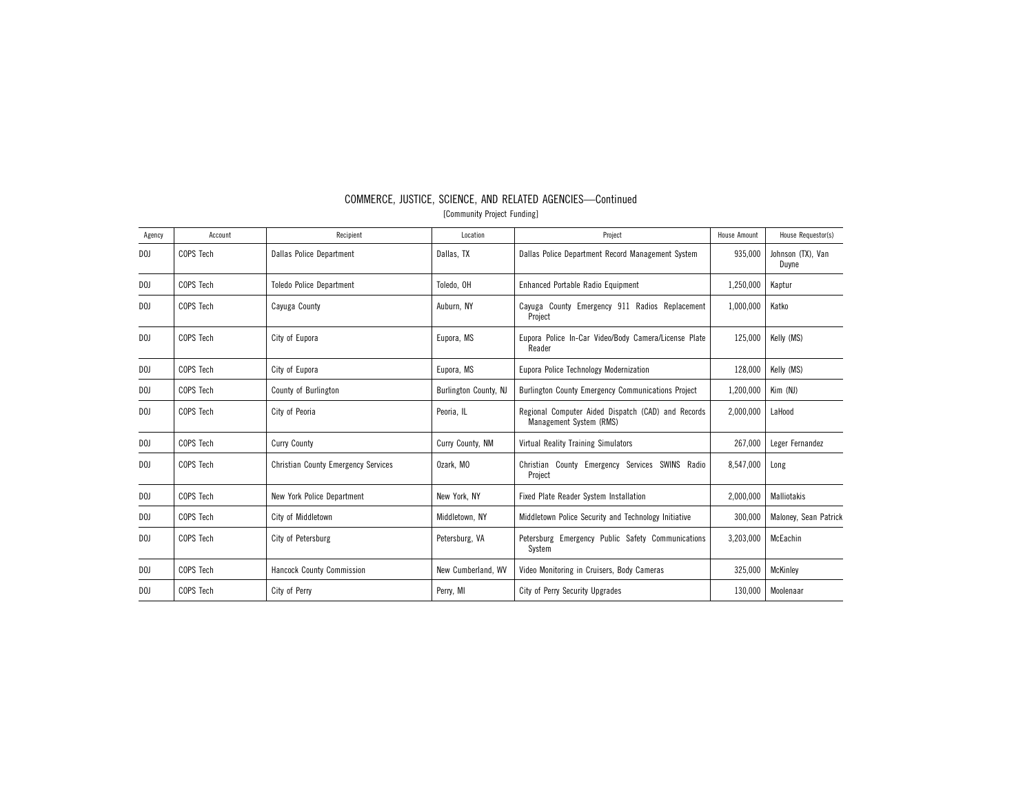## COMMERCE, JUSTICE, SCIENCE, AND RELATED AGENCIES—Continued

[Community Project Funding]

| Agency | Account | Recipient | Location | Project | House Amount | House Requestor(s) |
|---|---|---|---|---|---|---|
| DOJ | COPS Tech | Dallas Police Department | Dallas, TX | Dallas Police Department Record Management System | 935,000 | Johnson (TX), Van Duyne |
| DOJ | COPS Tech | Toledo Police Department | Toledo, OH | Enhanced Portable Radio Equipment | 1,250,000 | Kaptur |
| DOJ | COPS Tech | Cayuga County | Auburn, NY | Cayuga County Emergency 911 Radios Replacement Project | 1,000,000 | Katko |
| DOJ | COPS Tech | City of Eupora | Eupora, MS | Eupora Police In-Car Video/Body Camera/License Plate Reader | 125,000 | Kelly (MS) |
| DOJ | COPS Tech | City of Eupora | Eupora, MS | Eupora Police Technology Modernization | 128,000 | Kelly (MS) |
| DOJ | COPS Tech | County of Burlington | Burlington County, NJ | Burlington County Emergency Communications Project | 1,200,000 | Kim (NJ) |
| DOJ | COPS Tech | City of Peoria | Peoria, IL | Regional Computer Aided Dispatch (CAD) and Records Management System (RMS) | 2,000,000 | LaHood |
| DOJ | COPS Tech | Curry County | Curry County, NM | Virtual Reality Training Simulators | 267,000 | Leger Fernandez |
| DOJ | COPS Tech | Christian County Emergency Services | Ozark, MO | Christian County Emergency Services SWINS Radio Project | 8,547,000 | Long |
| DOJ | COPS Tech | New York Police Department | New York, NY | Fixed Plate Reader System Installation | 2,000,000 | Malliotakis |
| DOJ | COPS Tech | City of Middletown | Middletown, NY | Middletown Police Security and Technology Initiative | 300,000 | Maloney, Sean Patrick |
| DOJ | COPS Tech | City of Petersburg | Petersburg, VA | Petersburg Emergency Public Safety Communications System | 3,203,000 | McEachin |
| DOJ | COPS Tech | Hancock County Commission | New Cumberland, WV | Video Monitoring in Cruisers, Body Cameras | 325,000 | McKinley |
| DOJ | COPS Tech | City of Perry | Perry, MI | City of Perry Security Upgrades | 130,000 | Moolenaar |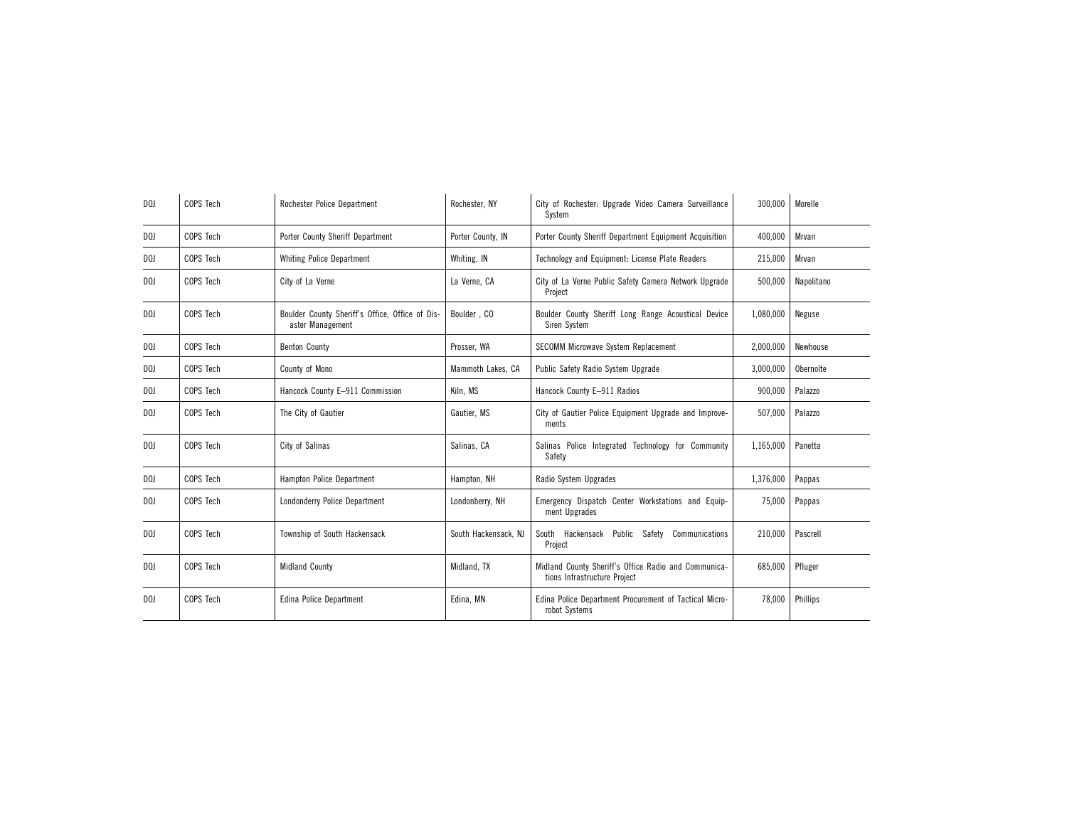| | | | | | | |
|---|---|---|---|---|---|---|
| DOJ | COPS Tech | Rochester Police Department | Rochester, NY | City of Rochester: Upgrade Video Camera Surveillance System | 300,000 | Morelle |
| DOJ | COPS Tech | Porter County Sheriff Department | Porter County, IN | Porter County Sheriff Department Equipment Acquisition | 400,000 | Mrvan |
| DOJ | COPS Tech | Whiting Police Department | Whiting, IN | Technology and Equipment: License Plate Readers | 215,000 | Mrvan |
| DOJ | COPS Tech | City of La Verne | La Verne, CA | City of La Verne Public Safety Camera Network Upgrade Project | 500,000 | Napolitano |
| DOJ | COPS Tech | Boulder County Sheriff's Office, Office of Disaster Management | Boulder , CO | Boulder County Sheriff Long Range Acoustical Device Siren System | 1,080,000 | Neguse |
| DOJ | COPS Tech | Benton County | Prosser, WA | SECOMM Microwave System Replacement | 2,000,000 | Newhouse |
| DOJ | COPS Tech | County of Mono | Mammoth Lakes, CA | Public Safety Radio System Upgrade | 3,000,000 | Obernolte |
| DOJ | COPS Tech | Hancock County E–911 Commission | Kiln, MS | Hancock County E–911 Radios | 900,000 | Palazzo |
| DOJ | COPS Tech | The City of Gautier | Gautier, MS | City of Gautier Police Equipment Upgrade and Improvements | 507,000 | Palazzo |
| DOJ | COPS Tech | City of Salinas | Salinas, CA | Salinas Police Integrated Technology for Community Safety | 1,165,000 | Panetta |
| DOJ | COPS Tech | Hampton Police Department | Hampton, NH | Radio System Upgrades | 1,376,000 | Pappas |
| DOJ | COPS Tech | Londonderry Police Department | Londonberry, NH | Emergency Dispatch Center Workstations and Equipment Upgrades | 75,000 | Pappas |
| DOJ | COPS Tech | Township of South Hackensack | South Hackensack, NJ | South Hackensack Public Safety Communications Project | 210,000 | Pascrell |
| DOJ | COPS Tech | Midland County | Midland, TX | Midland County Sheriff's Office Radio and Communications Infrastructure Project | 685,000 | Pfluger |
| DOJ | COPS Tech | Edina Police Department | Edina, MN | Edina Police Department Procurement of Tactical Microrobot Systems | 78,000 | Phillips |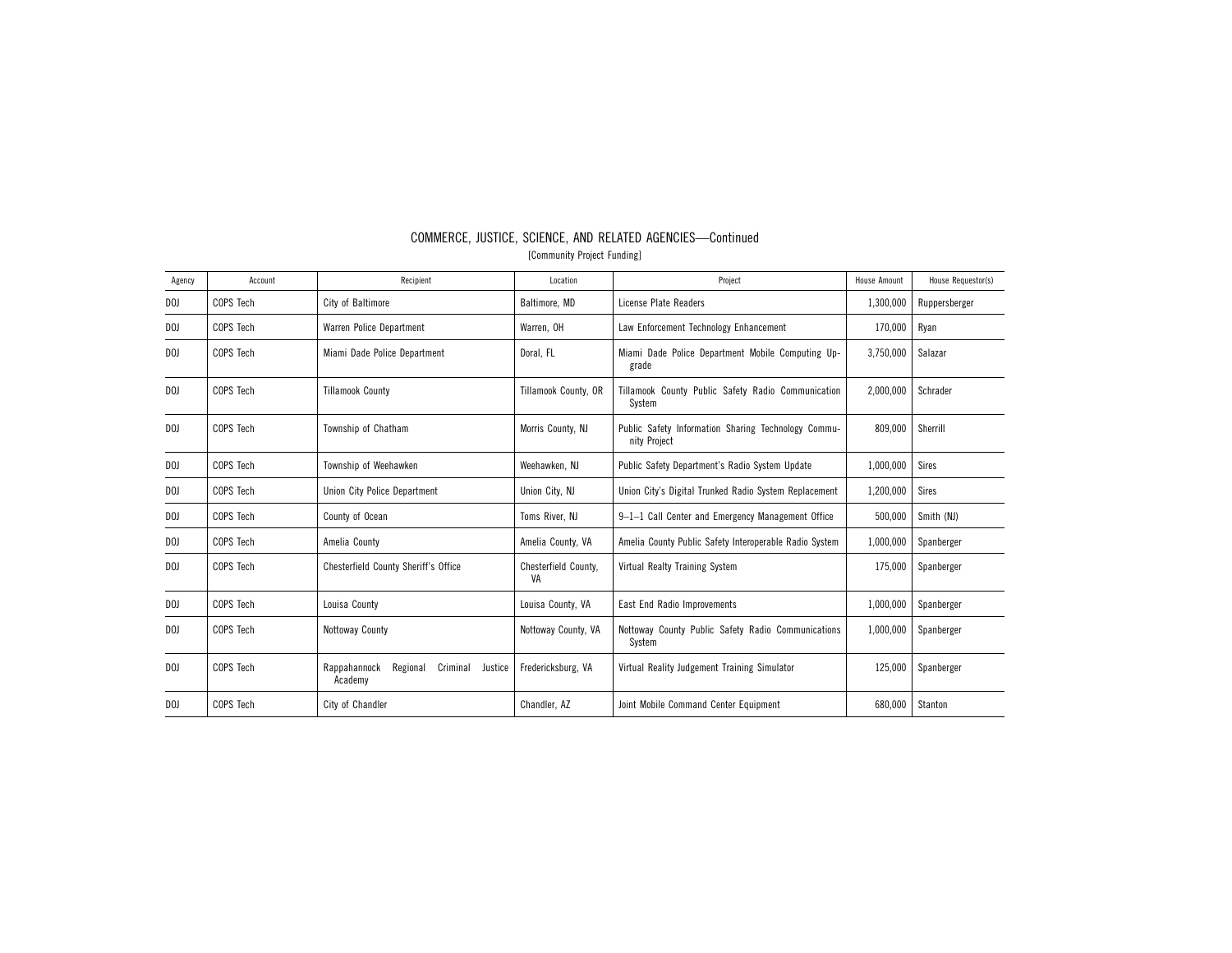## COMMERCE, JUSTICE, SCIENCE, AND RELATED AGENCIES—Continued

[Community Project Funding]

| Agency | Account | Recipient | Location | Project | House Amount | House Requestor(s) |
|---|---|---|---|---|---|---|
| DOJ | COPS Tech | City of Baltimore | Baltimore, MD | License Plate Readers | 1,300,000 | Ruppersberger |
| DOJ | COPS Tech | Warren Police Department | Warren, OH | Law Enforcement Technology Enhancement | 170,000 | Ryan |
| DOJ | COPS Tech | Miami Dade Police Department | Doral, FL | Miami Dade Police Department Mobile Computing Upgrade | 3,750,000 | Salazar |
| DOJ | COPS Tech | Tillamook County | Tillamook County, OR | Tillamook County Public Safety Radio Communication System | 2,000,000 | Schrader |
| DOJ | COPS Tech | Township of Chatham | Morris County, NJ | Public Safety Information Sharing Technology Community Project | 809,000 | Sherrill |
| DOJ | COPS Tech | Township of Weehawken | Weehawken, NJ | Public Safety Department's Radio System Update | 1,000,000 | Sires |
| DOJ | COPS Tech | Union City Police Department | Union City, NJ | Union City's Digital Trunked Radio System Replacement | 1,200,000 | Sires |
| DOJ | COPS Tech | County of Ocean | Toms River, NJ | 9–1–1 Call Center and Emergency Management Office | 500,000 | Smith (NJ) |
| DOJ | COPS Tech | Amelia County | Amelia County, VA | Amelia County Public Safety Interoperable Radio System | 1,000,000 | Spanberger |
| DOJ | COPS Tech | Chesterfield County Sheriff's Office | Chesterfield County, VA | Virtual Realty Training System | 175,000 | Spanberger |
| DOJ | COPS Tech | Louisa County | Louisa County, VA | East End Radio Improvements | 1,000,000 | Spanberger |
| DOJ | COPS Tech | Nottoway County | Nottoway County, VA | Nottoway County Public Safety Radio Communications System | 1,000,000 | Spanberger |
| DOJ | COPS Tech | Rappahannock Regional Criminal Justice Academy | Fredericksburg, VA | Virtual Reality Judgement Training Simulator | 125,000 | Spanberger |
| DOJ | COPS Tech | City of Chandler | Chandler, AZ | Joint Mobile Command Center Equipment | 680,000 | Stanton |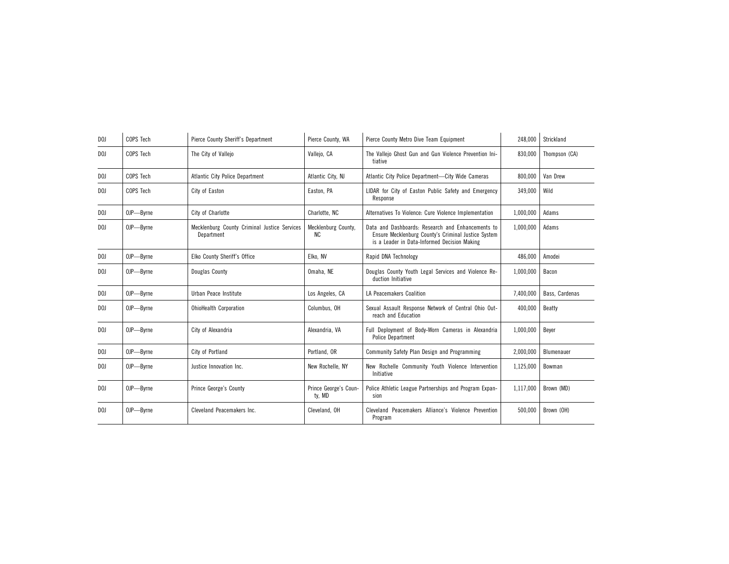| DOJ | COPS Tech | Pierce County Sheriff's Department | Pierce County, WA | Pierce County Metro Dive Team Equipment | 248,000 | Strickland |
|---|---|---|---|---|---|---|
| DOJ | COPS Tech | The City of Vallejo | Vallejo, CA | The Vallejo Ghost Gun and Gun Violence Prevention Initiative | 830,000 | Thompson (CA) |
| DOJ | COPS Tech | Atlantic City Police Department | Atlantic City, NJ | Atlantic City Police Department—City Wide Cameras | 800,000 | Van Drew |
| DOJ | COPS Tech | City of Easton | Easton, PA | LIDAR for City of Easton Public Safety and Emergency Response | 349,000 | Wild |
| DOJ | OJP—Byrne | City of Charlotte | Charlotte, NC | Alternatives To Violence: Cure Violence Implementation | 1,000,000 | Adams |
| DOJ | OJP—Byrne | Mecklenburg County Criminal Justice Services Department | Mecklenburg County, NC | Data and Dashboards: Research and Enhancements to Ensure Mecklenburg County's Criminal Justice System is a Leader in Data-Informed Decision Making | 1,000,000 | Adams |
| DOJ | OJP—Byrne | Elko County Sheriff's Office | Elko, NV | Rapid DNA Technology | 486,000 | Amodei |
| DOJ | OJP—Byrne | Douglas County | Omaha, NE | Douglas County Youth Legal Services and Violence Reduction Initiative | 1,000,000 | Bacon |
| DOJ | OJP—Byrne | Urban Peace Institute | Los Angeles, CA | LA Peacemakers Coalition | 7,400,000 | Bass, Cardenas |
| DOJ | OJP—Byrne | OhioHealth Corporation | Columbus, OH | Sexual Assault Response Network of Central Ohio Outreach and Education | 400,000 | Beatty |
| DOJ | OJP—Byrne | City of Alexandria | Alexandria, VA | Full Deployment of Body-Worn Cameras in Alexandria Police Department | 1,000,000 | Beyer |
| DOJ | OJP—Byrne | City of Portland | Portland, OR | Community Safety Plan Design and Programming | 2,000,000 | Blumenauer |
| DOJ | OJP—Byrne | Justice Innovation Inc. | New Rochelle, NY | New Rochelle Community Youth Violence Intervention Initiative | 1,125,000 | Bowman |
| DOJ | OJP—Byrne | Prince George's County | Prince George's County, MD | Police Athletic League Partnerships and Program Expansion | 1,117,000 | Brown (MD) |
| DOJ | OJP—Byrne | Cleveland Peacemakers Inc. | Cleveland, OH | Cleveland Peacemakers Alliance's Violence Prevention Program | 500,000 | Brown (OH) |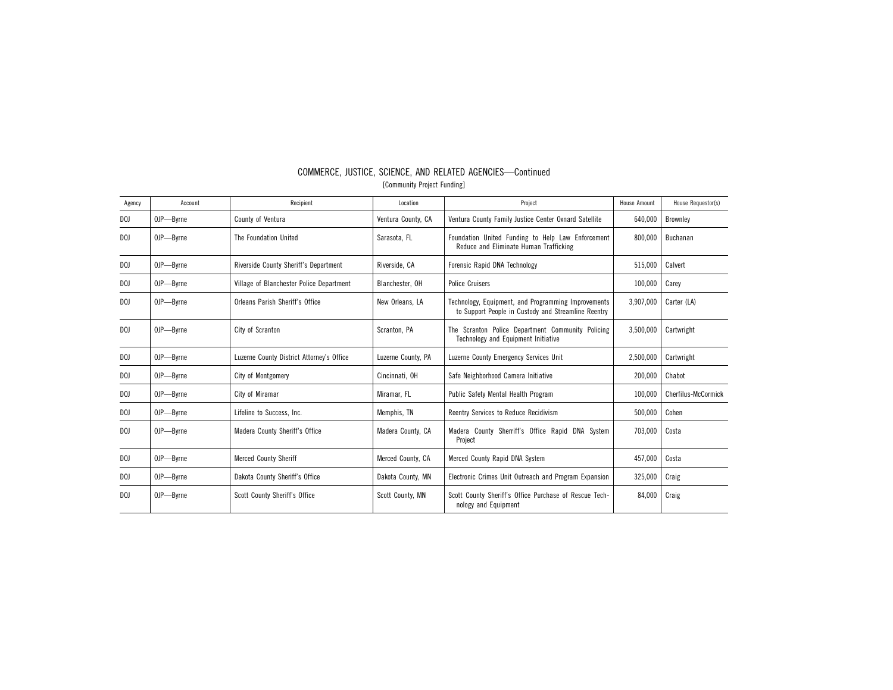## COMMERCE, JUSTICE, SCIENCE, AND RELATED AGENCIES—Continued

[Community Project Funding]

| Agency | Account | Recipient | Location | Project | House Amount | House Requestor(s) |
|---|---|---|---|---|---|---|
| DOJ | OJP—Byrne | County of Ventura | Ventura County, CA | Ventura County Family Justice Center Oxnard Satellite | 640,000 | Brownley |
| DOJ | OJP—Byrne | The Foundation United | Sarasota, FL | Foundation United Funding to Help Law Enforcement Reduce and Eliminate Human Trafficking | 800,000 | Buchanan |
| DOJ | OJP—Byrne | Riverside County Sheriff's Department | Riverside, CA | Forensic Rapid DNA Technology | 515,000 | Calvert |
| DOJ | OJP—Byrne | Village of Blanchester Police Department | Blanchester, OH | Police Cruisers | 100,000 | Carey |
| DOJ | OJP—Byrne | Orleans Parish Sheriff's Office | New Orleans, LA | Technology, Equipment, and Programming Improvements to Support People in Custody and Streamline Reentry | 3,907,000 | Carter (LA) |
| DOJ | OJP—Byrne | City of Scranton | Scranton, PA | The Scranton Police Department Community Policing Technology and Equipment Initiative | 3,500,000 | Cartwright |
| DOJ | OJP—Byrne | Luzerne County District Attorney's Office | Luzerne County, PA | Luzerne County Emergency Services Unit | 2,500,000 | Cartwright |
| DOJ | OJP—Byrne | City of Montgomery | Cincinnati, OH | Safe Neighborhood Camera Initiative | 200,000 | Chabot |
| DOJ | OJP—Byrne | City of Miramar | Miramar, FL | Public Safety Mental Health Program | 100,000 | Cherfilus-McCormick |
| DOJ | OJP—Byrne | Lifeline to Success, Inc. | Memphis, TN | Reentry Services to Reduce Recidivism | 500,000 | Cohen |
| DOJ | OJP—Byrne | Madera County Sheriff's Office | Madera County, CA | Madera County Sherriff's Office Rapid DNA System Project | 703,000 | Costa |
| DOJ | OJP—Byrne | Merced County Sheriff | Merced County, CA | Merced County Rapid DNA System | 457,000 | Costa |
| DOJ | OJP—Byrne | Dakota County Sheriff's Office | Dakota County, MN | Electronic Crimes Unit Outreach and Program Expansion | 325,000 | Craig |
| DOJ | OJP—Byrne | Scott County Sheriff's Office | Scott County, MN | Scott County Sheriff's Office Purchase of Rescue Technology and Equipment | 84,000 | Craig |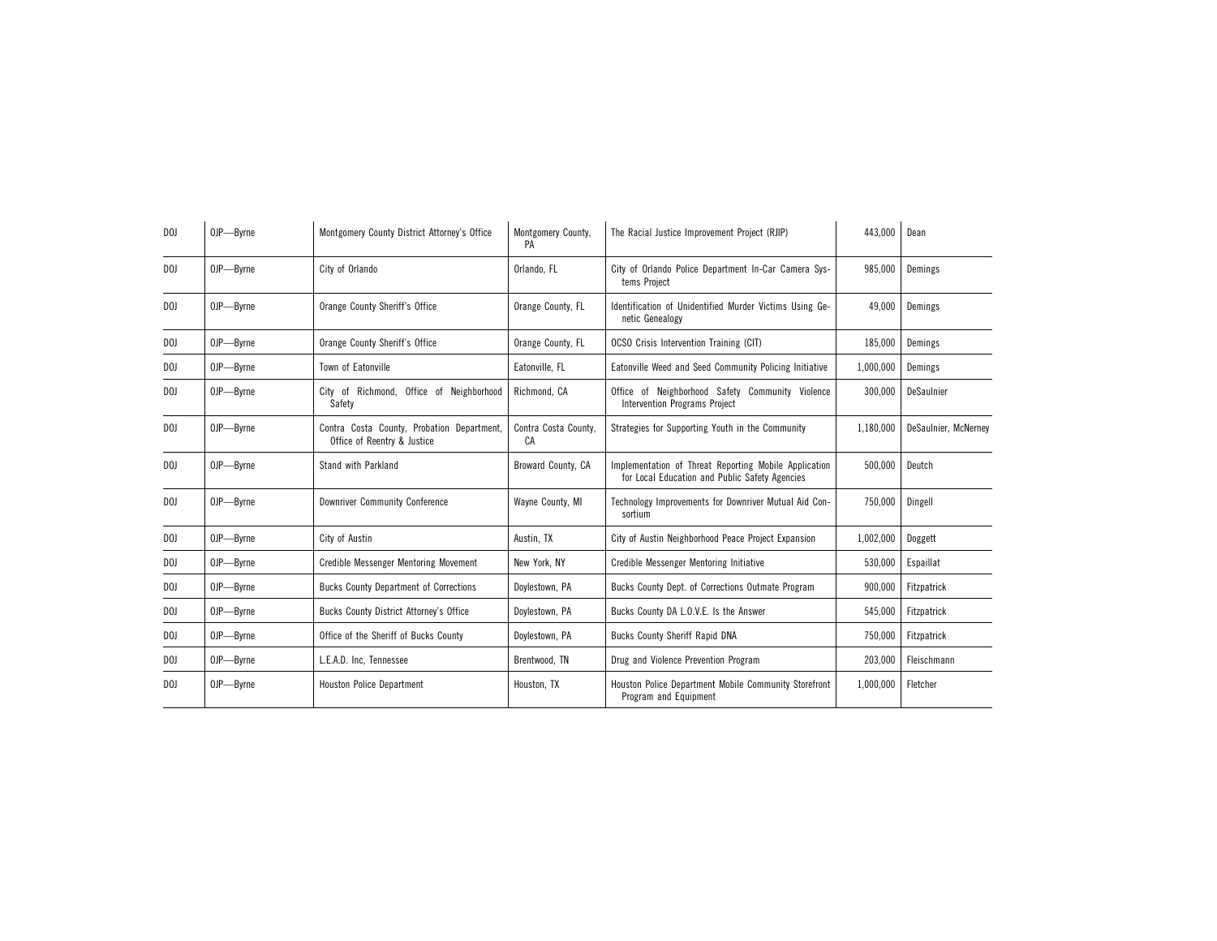| DOJ | OJP—Byrne | Montgomery County District Attorney's Office | Montgomery County, PA | The Racial Justice Improvement Project (RJIP) | 443,000 | Dean |
|---|---|---|---|---|---|---|
| DOJ | OJP—Byrne | City of Orlando | Orlando, FL | City of Orlando Police Department In-Car Camera Systems Project | 985,000 | Demings |
| DOJ | OJP—Byrne | Orange County Sheriff's Office | Orange County, FL | Identification of Unidentified Murder Victims Using Genetic Genealogy | 49,000 | Demings |
| DOJ | OJP—Byrne | Orange County Sheriff's Office | Orange County, FL | OCSO Crisis Intervention Training (CIT) | 185,000 | Demings |
| DOJ | OJP—Byrne | Town of Eatonville | Eatonville, FL | Eatonville Weed and Seed Community Policing Initiative | 1,000,000 | Demings |
| DOJ | OJP—Byrne | City of Richmond, Office of Neighborhood Safety | Richmond, CA | Office of Neighborhood Safety Community Violence Intervention Programs Project | 300,000 | DeSaulnier |
| DOJ | OJP—Byrne | Contra Costa County, Probation Department, Office of Reentry & Justice | Contra Costa County, CA | Strategies for Supporting Youth in the Community | 1,180,000 | DeSaulnier, McNerney |
| DOJ | OJP—Byrne | Stand with Parkland | Broward County, CA | Implementation of Threat Reporting Mobile Application for Local Education and Public Safety Agencies | 500,000 | Deutch |
| DOJ | OJP—Byrne | Downriver Community Conference | Wayne County, MI | Technology Improvements for Downriver Mutual Aid Consortium | 750,000 | Dingell |
| DOJ | OJP—Byrne | City of Austin | Austin, TX | City of Austin Neighborhood Peace Project Expansion | 1,002,000 | Doggett |
| DOJ | OJP—Byrne | Credible Messenger Mentoring Movement | New York, NY | Credible Messenger Mentoring Initiative | 530,000 | Espaillat |
| DOJ | OJP—Byrne | Bucks County Department of Corrections | Doylestown, PA | Bucks County Dept. of Corrections Outmate Program | 900,000 | Fitzpatrick |
| DOJ | OJP—Byrne | Bucks County District Attorney's Office | Doylestown, PA | Bucks County DA L.O.V.E. Is the Answer | 545,000 | Fitzpatrick |
| DOJ | OJP—Byrne | Office of the Sheriff of Bucks County | Doylestown, PA | Bucks County Sheriff Rapid DNA | 750,000 | Fitzpatrick |
| DOJ | OJP—Byrne | L.E.A.D. Inc, Tennessee | Brentwood, TN | Drug and Violence Prevention Program | 203,000 | Fleischmann |
| DOJ | OJP—Byrne | Houston Police Department | Houston, TX | Houston Police Department Mobile Community Storefront Program and Equipment | 1,000,000 | Fletcher |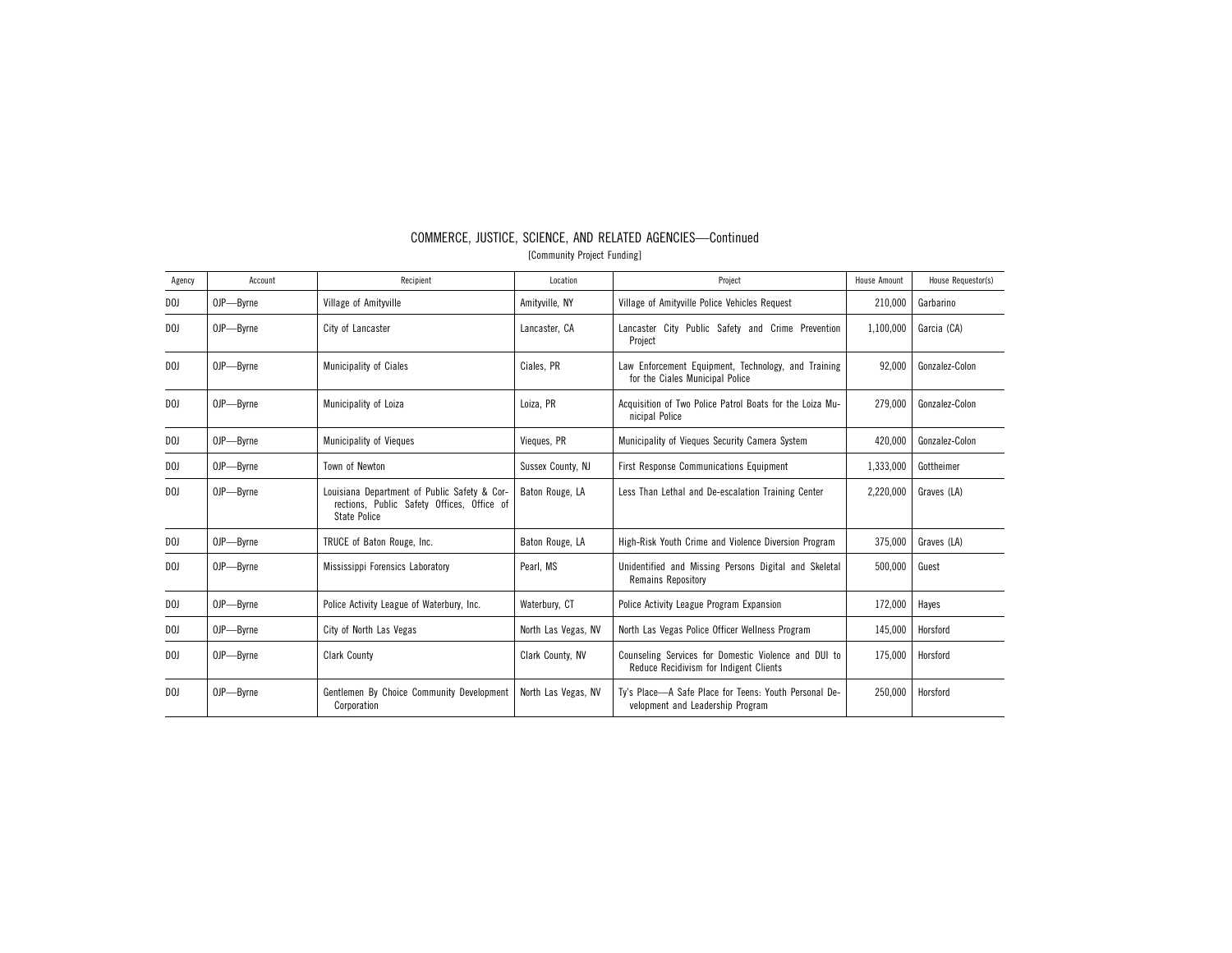## COMMERCE, JUSTICE, SCIENCE, AND RELATED AGENCIES—Continued

[Community Project Funding]

| Agency | Account | Recipient | Location | Project | House Amount | House Requestor(s) |
|---|---|---|---|---|---|---|
| DOJ | OJP—Byrne | Village of Amityville | Amityville, NY | Village of Amityville Police Vehicles Request | 210,000 | Garbarino |
| DOJ | OJP—Byrne | City of Lancaster | Lancaster, CA | Lancaster City Public Safety and Crime Prevention Project | 1,100,000 | Garcia (CA) |
| DOJ | OJP—Byrne | Municipality of Ciales | Ciales, PR | Law Enforcement Equipment, Technology, and Training for the Ciales Municipal Police | 92,000 | Gonzalez-Colon |
| DOJ | OJP—Byrne | Municipality of Loiza | Loiza, PR | Acquisition of Two Police Patrol Boats for the Loiza Municipal Police | 279,000 | Gonzalez-Colon |
| DOJ | OJP—Byrne | Municipality of Vieques | Vieques, PR | Municipality of Vieques Security Camera System | 420,000 | Gonzalez-Colon |
| DOJ | OJP—Byrne | Town of Newton | Sussex County, NJ | First Response Communications Equipment | 1,333,000 | Gottheimer |
| DOJ | OJP—Byrne | Louisiana Department of Public Safety & Corrections, Public Safety Offices, Office of State Police | Baton Rouge, LA | Less Than Lethal and De-escalation Training Center | 2,220,000 | Graves (LA) |
| DOJ | OJP—Byrne | TRUCE of Baton Rouge, Inc. | Baton Rouge, LA | High-Risk Youth Crime and Violence Diversion Program | 375,000 | Graves (LA) |
| DOJ | OJP—Byrne | Mississippi Forensics Laboratory | Pearl, MS | Unidentified and Missing Persons Digital and Skeletal Remains Repository | 500,000 | Guest |
| DOJ | OJP—Byrne | Police Activity League of Waterbury, Inc. | Waterbury, CT | Police Activity League Program Expansion | 172,000 | Hayes |
| DOJ | OJP—Byrne | City of North Las Vegas | North Las Vegas, NV | North Las Vegas Police Officer Wellness Program | 145,000 | Horsford |
| DOJ | OJP—Byrne | Clark County | Clark County, NV | Counseling Services for Domestic Violence and DUI to Reduce Recidivism for Indigent Clients | 175,000 | Horsford |
| DOJ | OJP—Byrne | Gentlemen By Choice Community Development Corporation | North Las Vegas, NV | Ty's Place—A Safe Place for Teens: Youth Personal Development and Leadership Program | 250,000 | Horsford |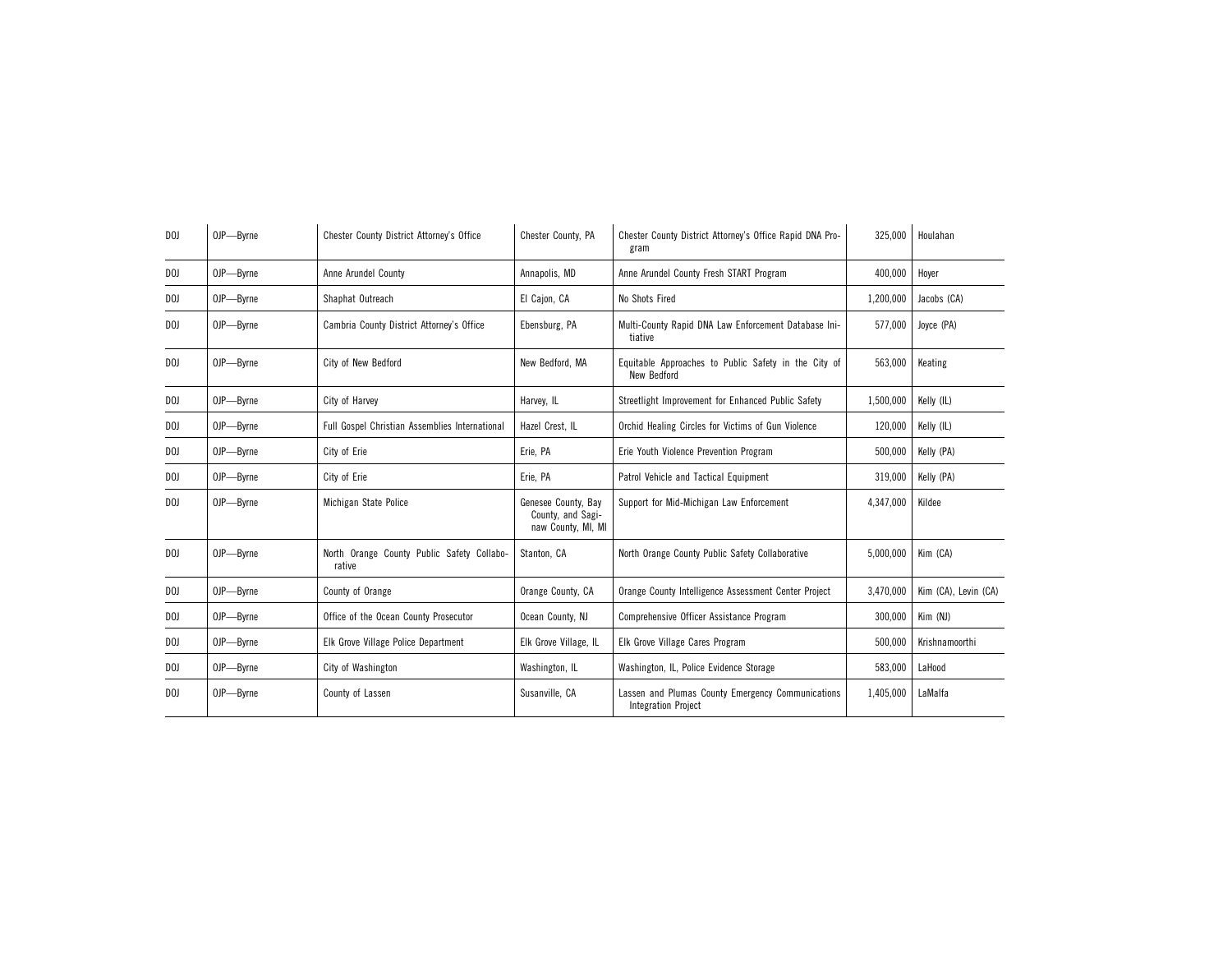| DOJ | OJP—Byrne | Chester County District Attorney's Office | Chester County, PA | Chester County District Attorney's Office Rapid DNA Program | 325,000 | Houlahan |
|---|---|---|---|---|---|---|
| DOJ | OJP—Byrne | Anne Arundel County | Annapolis, MD | Anne Arundel County Fresh START Program | 400,000 | Hoyer |
| DOJ | OJP—Byrne | Shaphat Outreach | El Cajon, CA | No Shots Fired | 1,200,000 | Jacobs (CA) |
| DOJ | OJP—Byrne | Cambria County District Attorney's Office | Ebensburg, PA | Multi-County Rapid DNA Law Enforcement Database Initiative | 577,000 | Joyce (PA) |
| DOJ | OJP—Byrne | City of New Bedford | New Bedford, MA | Equitable Approaches to Public Safety in the City of New Bedford | 563,000 | Keating |
| DOJ | OJP—Byrne | City of Harvey | Harvey, IL | Streetlight Improvement for Enhanced Public Safety | 1,500,000 | Kelly (IL) |
| DOJ | OJP—Byrne | Full Gospel Christian Assemblies International | Hazel Crest, IL | Orchid Healing Circles for Victims of Gun Violence | 120,000 | Kelly (IL) |
| DOJ | OJP—Byrne | City of Erie | Erie, PA | Erie Youth Violence Prevention Program | 500,000 | Kelly (PA) |
| DOJ | OJP—Byrne | City of Erie | Erie, PA | Patrol Vehicle and Tactical Equipment | 319,000 | Kelly (PA) |
| DOJ | OJP—Byrne | Michigan State Police | Genesee County, Bay County, and Saginaw County, MI, MI | Support for Mid-Michigan Law Enforcement | 4,347,000 | Kildee |
| DOJ | OJP—Byrne | North Orange County Public Safety Collaborative | Stanton, CA | North Orange County Public Safety Collaborative | 5,000,000 | Kim (CA) |
| DOJ | OJP—Byrne | County of Orange | Orange County, CA | Orange County Intelligence Assessment Center Project | 3,470,000 | Kim (CA), Levin (CA) |
| DOJ | OJP—Byrne | Office of the Ocean County Prosecutor | Ocean County, NJ | Comprehensive Officer Assistance Program | 300,000 | Kim (NJ) |
| DOJ | OJP—Byrne | Elk Grove Village Police Department | Elk Grove Village, IL | Elk Grove Village Cares Program | 500,000 | Krishnamoorthi |
| DOJ | OJP—Byrne | City of Washington | Washington, IL | Washington, IL, Police Evidence Storage | 583,000 | LaHood |
| DOJ | OJP—Byrne | County of Lassen | Susanville, CA | Lassen and Plumas County Emergency Communications Integration Project | 1,405,000 | LaMalfa |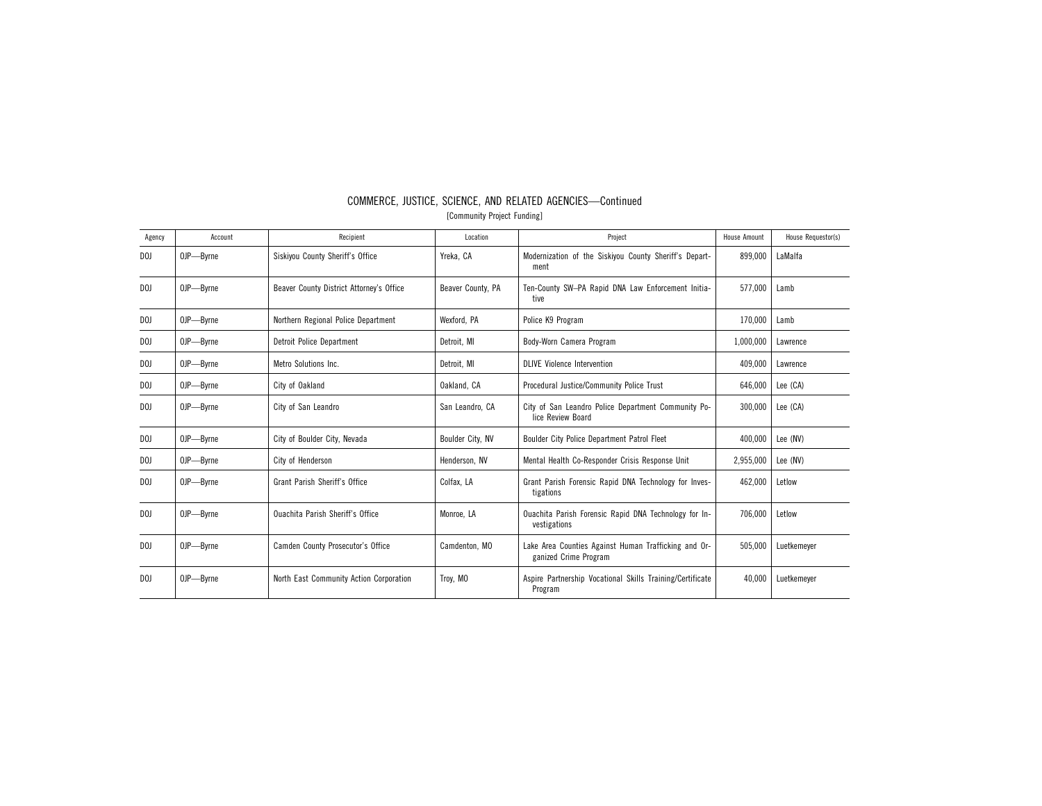# COMMERCE, JUSTICE, SCIENCE, AND RELATED AGENCIES—Continued

[Community Project Funding]

| Agency | Account | Recipient | Location | Project | House Amount | House Requestor(s) |
|---|---|---|---|---|---|---|
| DOJ | OJP—Byrne | Siskiyou County Sheriff's Office | Yreka, CA | Modernization of the Siskiyou County Sheriff's Department | 899,000 | LaMalfa |
| DOJ | OJP—Byrne | Beaver County District Attorney's Office | Beaver County, PA | Ten-County SW–PA Rapid DNA Law Enforcement Initiative | 577,000 | Lamb |
| DOJ | OJP—Byrne | Northern Regional Police Department | Wexford, PA | Police K9 Program | 170,000 | Lamb |
| DOJ | OJP—Byrne | Detroit Police Department | Detroit, MI | Body-Worn Camera Program | 1,000,000 | Lawrence |
| DOJ | OJP—Byrne | Metro Solutions Inc. | Detroit, MI | DLIVE Violence Intervention | 409,000 | Lawrence |
| DOJ | OJP—Byrne | City of Oakland | Oakland, CA | Procedural Justice/Community Police Trust | 646,000 | Lee (CA) |
| DOJ | OJP—Byrne | City of San Leandro | San Leandro, CA | City of San Leandro Police Department Community Police Review Board | 300,000 | Lee (CA) |
| DOJ | OJP—Byrne | City of Boulder City, Nevada | Boulder City, NV | Boulder City Police Department Patrol Fleet | 400,000 | Lee (NV) |
| DOJ | OJP—Byrne | City of Henderson | Henderson, NV | Mental Health Co-Responder Crisis Response Unit | 2,955,000 | Lee (NV) |
| DOJ | OJP—Byrne | Grant Parish Sheriff's Office | Colfax, LA | Grant Parish Forensic Rapid DNA Technology for Investigations | 462,000 | Letlow |
| DOJ | OJP—Byrne | Ouachita Parish Sheriff's Office | Monroe, LA | Ouachita Parish Forensic Rapid DNA Technology for Investigations | 706,000 | Letlow |
| DOJ | OJP—Byrne | Camden County Prosecutor's Office | Camdenton, MO | Lake Area Counties Against Human Trafficking and Organized Crime Program | 505,000 | Luetkemeyer |
| DOJ | OJP—Byrne | North East Community Action Corporation | Troy, MO | Aspire Partnership Vocational Skills Training/Certificate Program | 40,000 | Luetkemeyer |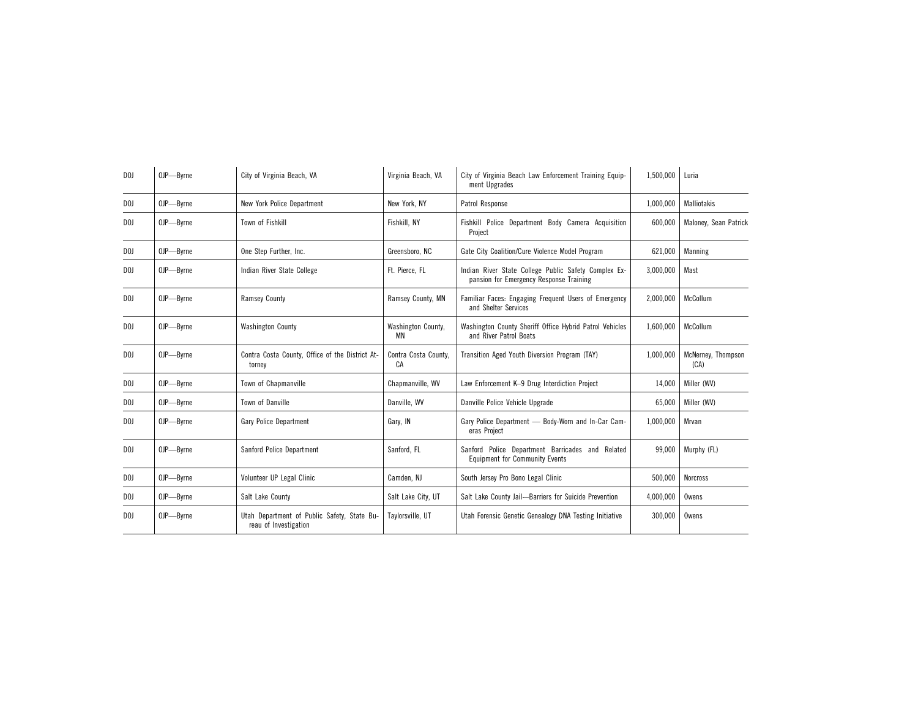| DOJ | OJP—Byrne | City of Virginia Beach, VA | Virginia Beach, VA | City of Virginia Beach Law Enforcement Training Equipment Upgrades | 1,500,000 | Luria |
|---|---|---|---|---|---|---|
| DOJ | OJP—Byrne | New York Police Department | New York, NY | Patrol Response | 1,000,000 | Malliotakis |
| DOJ | OJP—Byrne | Town of Fishkill | Fishkill, NY | Fishkill Police Department Body Camera Acquisition Project | 600,000 | Maloney, Sean Patrick |
| DOJ | OJP—Byrne | One Step Further, Inc. | Greensboro, NC | Gate City Coalition/Cure Violence Model Program | 621,000 | Manning |
| DOJ | OJP—Byrne | Indian River State College | Ft. Pierce, FL | Indian River State College Public Safety Complex Expansion for Emergency Response Training | 3,000,000 | Mast |
| DOJ | OJP—Byrne | Ramsey County | Ramsey County, MN | Familiar Faces: Engaging Frequent Users of Emergency and Shelter Services | 2,000,000 | McCollum |
| DOJ | OJP—Byrne | Washington County | Washington County, MN | Washington County Sheriff Office Hybrid Patrol Vehicles and River Patrol Boats | 1,600,000 | McCollum |
| DOJ | OJP—Byrne | Contra Costa County, Office of the District Attorney | Contra Costa County, CA | Transition Aged Youth Diversion Program (TAY) | 1,000,000 | McNerney, Thompson (CA) |
| DOJ | OJP—Byrne | Town of Chapmanville | Chapmanville, WV | Law Enforcement K–9 Drug Interdiction Project | 14,000 | Miller (WV) |
| DOJ | OJP—Byrne | Town of Danville | Danville, WV | Danville Police Vehicle Upgrade | 65,000 | Miller (WV) |
| DOJ | OJP—Byrne | Gary Police Department | Gary, IN | Gary Police Department — Body-Worn and In-Car Cameras Project | 1,000,000 | Mrvan |
| DOJ | OJP—Byrne | Sanford Police Department | Sanford, FL | Sanford Police Department Barricades and Related Equipment for Community Events | 99,000 | Murphy (FL) |
| DOJ | OJP—Byrne | Volunteer UP Legal Clinic | Camden, NJ | South Jersey Pro Bono Legal Clinic | 500,000 | Norcross |
| DOJ | OJP—Byrne | Salt Lake County | Salt Lake City, UT | Salt Lake County Jail—Barriers for Suicide Prevention | 4,000,000 | Owens |
| DOJ | OJP—Byrne | Utah Department of Public Safety, State Bureau of Investigation | Taylorsville, UT | Utah Forensic Genetic Genealogy DNA Testing Initiative | 300,000 | Owens |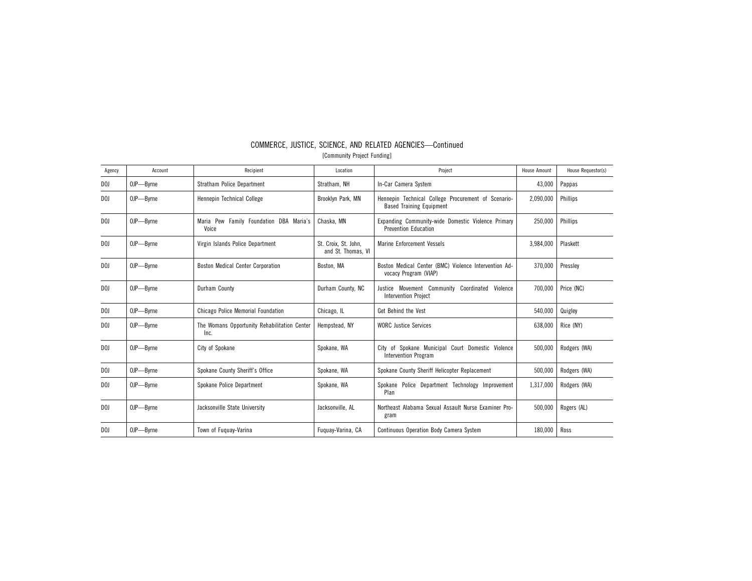## COMMERCE, JUSTICE, SCIENCE, AND RELATED AGENCIES—Continued

[Community Project Funding]

| Agency | Account | Recipient | Location | Project | House Amount | House Requestor(s) |
| --- | --- | --- | --- | --- | --- | --- |
| DOJ | OJP—Byrne | Stratham Police Department | Stratham, NH | In-Car Camera System | 43,000 | Pappas |
| DOJ | OJP—Byrne | Hennepin Technical College | Brooklyn Park, MN | Hennepin Technical College Procurement of Scenario-Based Training Equipment | 2,090,000 | Phillips |
| DOJ | OJP—Byrne | Maria Pew Family Foundation DBA Maria's Voice | Chaska, MN | Expanding Community-wide Domestic Violence Primary Prevention Education | 250,000 | Phillips |
| DOJ | OJP—Byrne | Virgin Islands Police Department | St. Croix, St. John, and St. Thomas, VI | Marine Enforcement Vessels | 3,984,000 | Plaskett |
| DOJ | OJP—Byrne | Boston Medical Center Corporation | Boston, MA | Boston Medical Center (BMC) Violence Intervention Advocacy Program (VIAP) | 370,000 | Pressley |
| DOJ | OJP—Byrne | Durham County | Durham County, NC | Justice Movement Community Coordinated Violence Intervention Project | 700,000 | Price (NC) |
| DOJ | OJP—Byrne | Chicago Police Memorial Foundation | Chicago, IL | Get Behind the Vest | 540,000 | Quigley |
| DOJ | OJP—Byrne | The Womans Opportunity Rehabilitation Center Inc. | Hempstead, NY | WORC Justice Services | 638,000 | Rice (NY) |
| DOJ | OJP—Byrne | City of Spokane | Spokane, WA | City of Spokane Municipal Court Domestic Violence Intervention Program | 500,000 | Rodgers (WA) |
| DOJ | OJP—Byrne | Spokane County Sheriff's Office | Spokane, WA | Spokane County Sheriff Helicopter Replacement | 500,000 | Rodgers (WA) |
| DOJ | OJP—Byrne | Spokane Police Department | Spokane, WA | Spokane Police Department Technology Improvement Plan | 1,317,000 | Rodgers (WA) |
| DOJ | OJP—Byrne | Jacksonville State University | Jacksonville, AL | Northeast Alabama Sexual Assault Nurse Examiner Program | 500,000 | Rogers (AL) |
| DOJ | OJP—Byrne | Town of Fuquay-Varina | Fuquay-Varina, CA | Continuous Operation Body Camera System | 180,000 | Ross |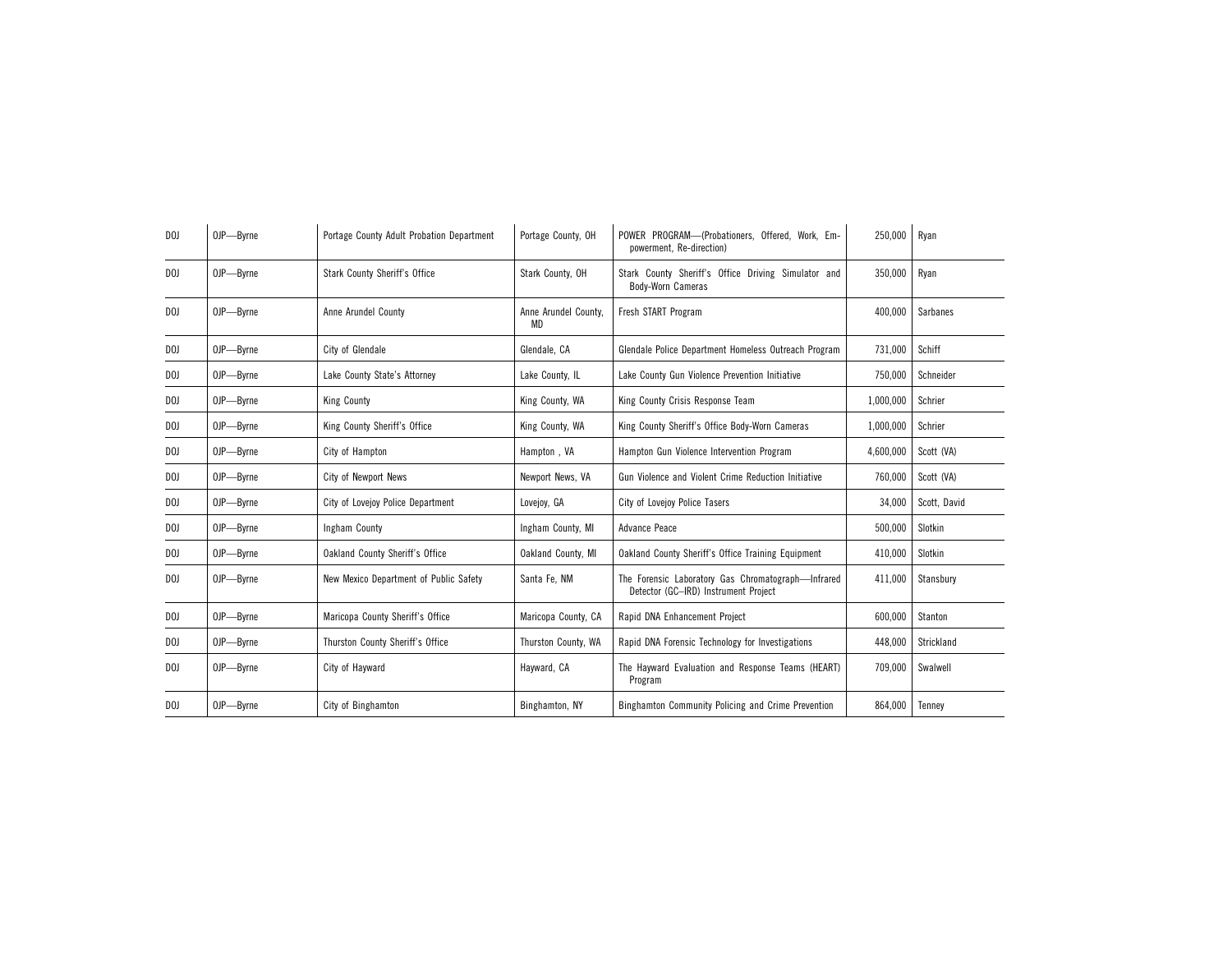| | | | | | | |
|---|---|---|---|---|---|---|
| DOJ | OJP—Byrne | Portage County Adult Probation Department | Portage County, OH | POWER PROGRAM—(Probationers, Offered, Work, Empowerment, Re-direction) | 250,000 | Ryan |
| DOJ | OJP—Byrne | Stark County Sheriff's Office | Stark County, OH | Stark County Sheriff's Office Driving Simulator and Body-Worn Cameras | 350,000 | Ryan |
| DOJ | OJP—Byrne | Anne Arundel County | Anne Arundel County, MD | Fresh START Program | 400,000 | Sarbanes |
| DOJ | OJP—Byrne | City of Glendale | Glendale, CA | Glendale Police Department Homeless Outreach Program | 731,000 | Schiff |
| DOJ | OJP—Byrne | Lake County State's Attorney | Lake County, IL | Lake County Gun Violence Prevention Initiative | 750,000 | Schneider |
| DOJ | OJP—Byrne | King County | King County, WA | King County Crisis Response Team | 1,000,000 | Schrier |
| DOJ | OJP—Byrne | King County Sheriff's Office | King County, WA | King County Sheriff's Office Body-Worn Cameras | 1,000,000 | Schrier |
| DOJ | OJP—Byrne | City of Hampton | Hampton , VA | Hampton Gun Violence Intervention Program | 4,600,000 | Scott (VA) |
| DOJ | OJP—Byrne | City of Newport News | Newport News, VA | Gun Violence and Violent Crime Reduction Initiative | 760,000 | Scott (VA) |
| DOJ | OJP—Byrne | City of Lovejoy Police Department | Lovejoy, GA | City of Lovejoy Police Tasers | 34,000 | Scott, David |
| DOJ | OJP—Byrne | Ingham County | Ingham County, MI | Advance Peace | 500,000 | Slotkin |
| DOJ | OJP—Byrne | Oakland County Sheriff's Office | Oakland County, MI | Oakland County Sheriff's Office Training Equipment | 410,000 | Slotkin |
| DOJ | OJP—Byrne | New Mexico Department of Public Safety | Santa Fe, NM | The Forensic Laboratory Gas Chromatograph—Infrared Detector (GC–IRD) Instrument Project | 411,000 | Stansbury |
| DOJ | OJP—Byrne | Maricopa County Sheriff's Office | Maricopa County, CA | Rapid DNA Enhancement Project | 600,000 | Stanton |
| DOJ | OJP—Byrne | Thurston County Sheriff's Office | Thurston County, WA | Rapid DNA Forensic Technology for Investigations | 448,000 | Strickland |
| DOJ | OJP—Byrne | City of Hayward | Hayward, CA | The Hayward Evaluation and Response Teams (HEART) Program | 709,000 | Swalwell |
| DOJ | OJP—Byrne | City of Binghamton | Binghamton, NY | Binghamton Community Policing and Crime Prevention | 864,000 | Tenney |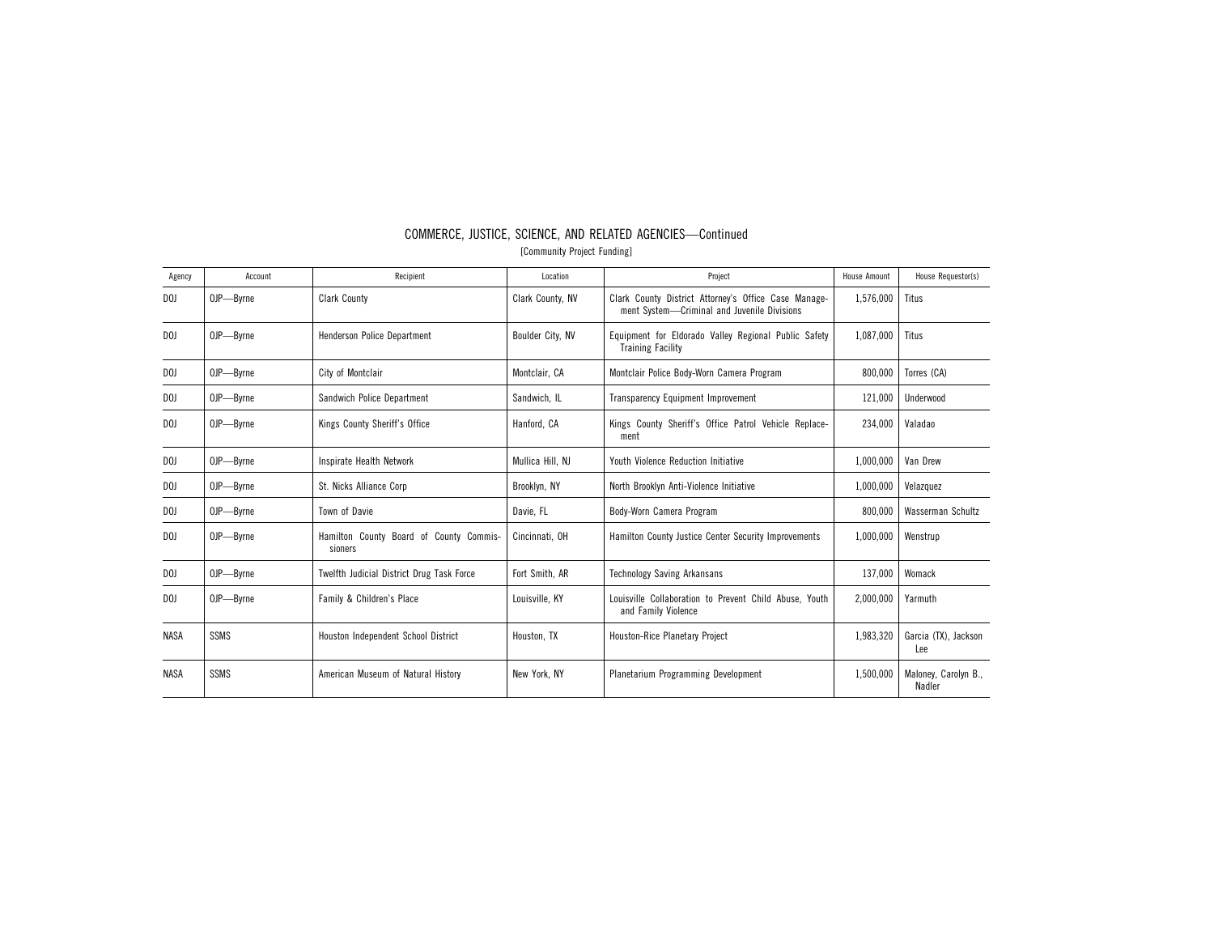## COMMERCE, JUSTICE, SCIENCE, AND RELATED AGENCIES—Continued

[Community Project Funding]

| Agency | Account | Recipient | Location | Project | House Amount | House Requestor(s) |
|---|---|---|---|---|---|---|
| DOJ | OJP—Byrne | Clark County | Clark County, NV | Clark County District Attorney's Office Case Management System—Criminal and Juvenile Divisions | 1,576,000 | Titus |
| DOJ | OJP—Byrne | Henderson Police Department | Boulder City, NV | Equipment for Eldorado Valley Regional Public Safety Training Facility | 1,087,000 | Titus |
| DOJ | OJP—Byrne | City of Montclair | Montclair, CA | Montclair Police Body-Worn Camera Program | 800,000 | Torres (CA) |
| DOJ | OJP—Byrne | Sandwich Police Department | Sandwich, IL | Transparency Equipment Improvement | 121,000 | Underwood |
| DOJ | OJP—Byrne | Kings County Sheriff's Office | Hanford, CA | Kings County Sheriff's Office Patrol Vehicle Replacement | 234,000 | Valadao |
| DOJ | OJP—Byrne | Inspirate Health Network | Mullica Hill, NJ | Youth Violence Reduction Initiative | 1,000,000 | Van Drew |
| DOJ | OJP—Byrne | St. Nicks Alliance Corp | Brooklyn, NY | North Brooklyn Anti-Violence Initiative | 1,000,000 | Velazquez |
| DOJ | OJP—Byrne | Town of Davie | Davie, FL | Body-Worn Camera Program | 800,000 | Wasserman Schultz |
| DOJ | OJP—Byrne | Hamilton County Board of County Commissioners | Cincinnati, OH | Hamilton County Justice Center Security Improvements | 1,000,000 | Wenstrup |
| DOJ | OJP—Byrne | Twelfth Judicial District Drug Task Force | Fort Smith, AR | Technology Saving Arkansans | 137,000 | Womack |
| DOJ | OJP—Byrne | Family & Children's Place | Louisville, KY | Louisville Collaboration to Prevent Child Abuse, Youth and Family Violence | 2,000,000 | Yarmuth |
| NASA | SSMS | Houston Independent School District | Houston, TX | Houston-Rice Planetary Project | 1,983,320 | Garcia (TX), Jackson Lee |
| NASA | SSMS | American Museum of Natural History | New York, NY | Planetarium Programming Development | 1,500,000 | Maloney, Carolyn B., Nadler |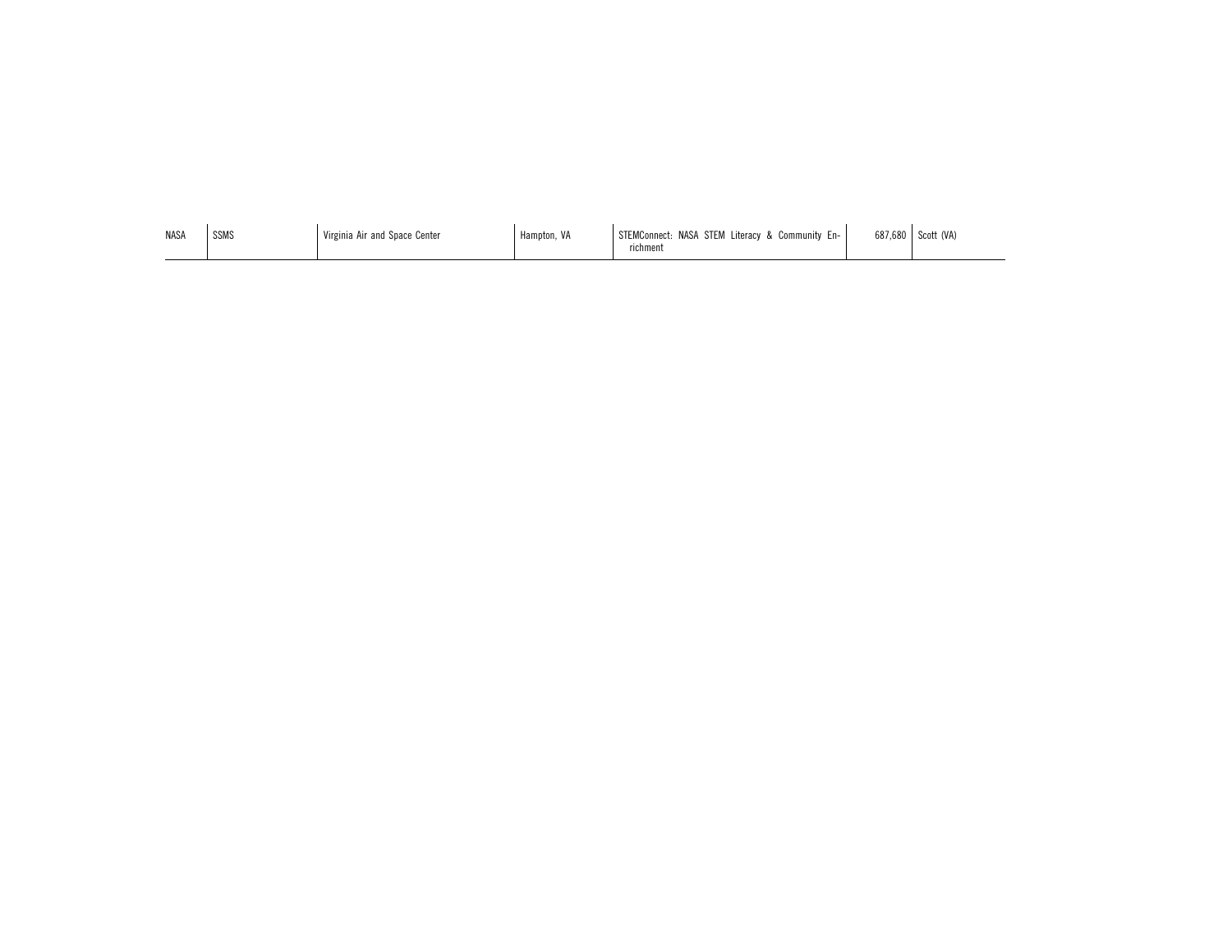| | | | | | | |
|---|---|---|---|---|---|---|
| NASA | SSMS | Virginia Air and Space Center | Hampton, VA | STEMConnect: NASA STEM Literacy & Community Enrichment | 687,680 | Scott (VA) |